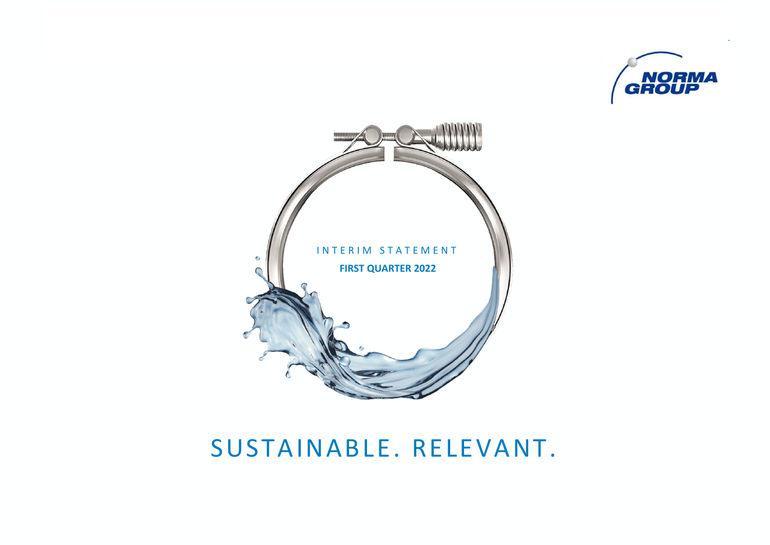NORMA GROUP

INTERIM STATEMENT

**FIRST QUARTER 2022**

SUSTAINABLE. RELEVANT.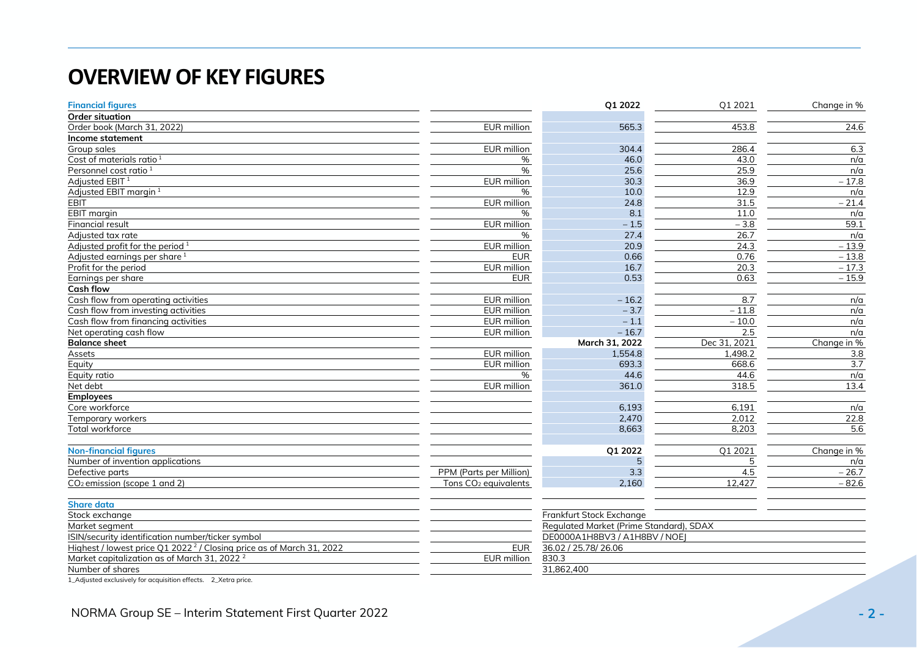# OVERVIEW OF KEY FIGURES

| Financial figures | | Q1 2022 | Q1 2021 | Change in % |
|---|---|---|---|---|
| **Order situation** | | | | |
| Order book (March 31, 2022) | EUR million | 565.3 | 453.8 | 24.6 |
| **Income statement** | | | | |
| Group sales | EUR million | 304.4 | 286.4 | 6.3 |
| Cost of materials ratio [1] | % | 46.0 | 43.0 | n/a |
| Personnel cost ratio [1] | % | 25.6 | 25.9 | n/a |
| Adjusted EBIT [1] | EUR million | 30.3 | 36.9 | – 17.8 |
| Adjusted EBIT margin [1] | % | 10.0 | 12.9 | n/a |
| EBIT | EUR million | 24.8 | 31.5 | – 21.4 |
| EBIT margin | % | 8.1 | 11.0 | n/a |
| Financial result | EUR million | – 1.5 | – 3.8 | 59.1 |
| Adjusted tax rate | % | 27.4 | 26.7 | n/a |
| Adjusted profit for the period [1] | EUR million | 20.9 | 24.3 | – 13.9 |
| Adjusted earnings per share [1] | EUR | 0.66 | 0.76 | – 13.8 |
| Profit for the period | EUR million | 16.7 | 20.3 | – 17.3 |
| Earnings per share | EUR | 0.53 | 0.63 | – 15.9 |
| **Cash flow** | | | | |
| Cash flow from operating activities | EUR million | – 16.2 | 8.7 | n/a |
| Cash flow from investing activities | EUR million | – 3.7 | – 11.8 | n/a |
| Cash flow from financing activities | EUR million | – 1.1 | – 10.0 | n/a |
| Net operating cash flow | EUR million | – 16.7 | 2.5 | n/a |
| **Balance sheet** | | **March 31, 2022** | Dec 31, 2021 | Change in % |
| Assets | EUR million | 1,554.8 | 1,498.2 | 3.8 |
| Equity | EUR million | 693.3 | 668.6 | 3.7 |
| Equity ratio | % | 44.6 | 44.6 | n/a |
| Net debt | EUR million | 361.0 | 318.5 | 13.4 |
| **Employees** | | | | |
| Core workforce | | 6,193 | 6,191 | n/a |
| Temporary workers | | 2,470 | 2,012 | 22.8 |
| Total workforce | | 8,663 | 8,203 | 5.6 |

| Non-financial figures | | Q1 2022 | Q1 2021 | Change in % |
|---|---|---|---|---|
| Number of invention applications | | 5 | 5 | n/a |
| Defective parts | PPM (Parts per Million) | 3.3 | 4.5 | – 26.7 |
| $CO_2$ emission (scope 1 and 2) | Tons $CO_2$ equivalents | 2,160 | 12,427 | – 82.6 |

| Share data | | |
|---|---|---|
| Stock exchange | | Frankfurt Stock Exchange |
| Market segment | | Regulated Market (Prime Standard), SDAX |
| ISIN/security identification number/ticker symbol | | DE000A1H8BV3 / A1H8BV / NOEJ |
| Highest / lowest price Q1 2022 [2] / Closing price as of March 31, 2022 | EUR | 36.02 / 25.78/ 26.06 |
| Market capitalization as of March 31, 2022 [2] | EUR million | 830.3 |
| Number of shares | | 31,862,400 |

1_Adjusted exclusively for acquisition effects. 2_Xetra price.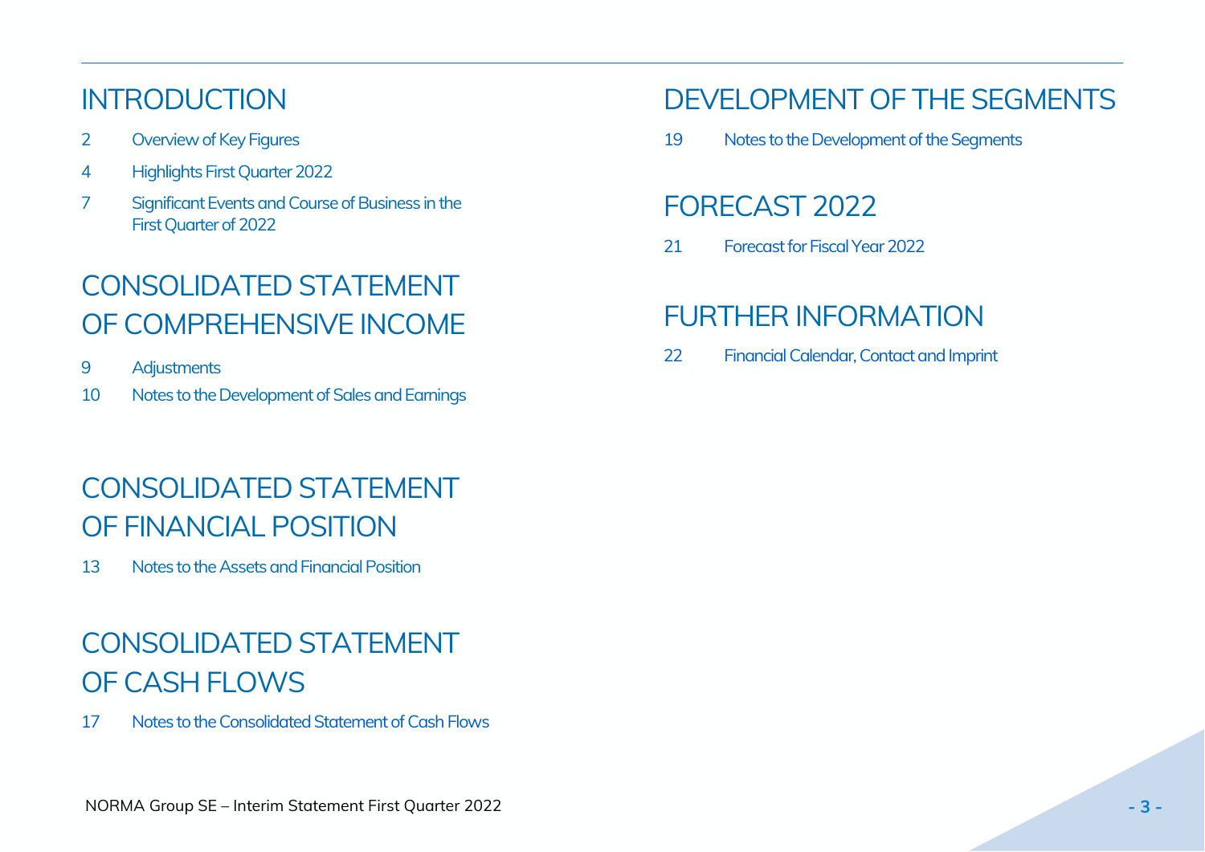# INTRODUCTION

2 Overview of Key Figures

4 Highlights First Quarter 2022

7 Significant Events and Course of Business in the First Quarter of 2022

# CONSOLIDATED STATEMENT OF COMPREHENSIVE INCOME

9 Adjustments

10 Notes to the Development of Sales and Earnings

# CONSOLIDATED STATEMENT OF FINANCIAL POSITION

13 Notes to the Assets and Financial Position

# CONSOLIDATED STATEMENT OF CASH FLOWS

17 Notes to the Consolidated Statement of Cash Flows

# DEVELOPMENT OF THE SEGMENTS

19 Notes to the Development of the Segments

# FORECAST 2022

21 Forecast for Fiscal Year 2022

# FURTHER INFORMATION

22 Financial Calendar, Contact and Imprint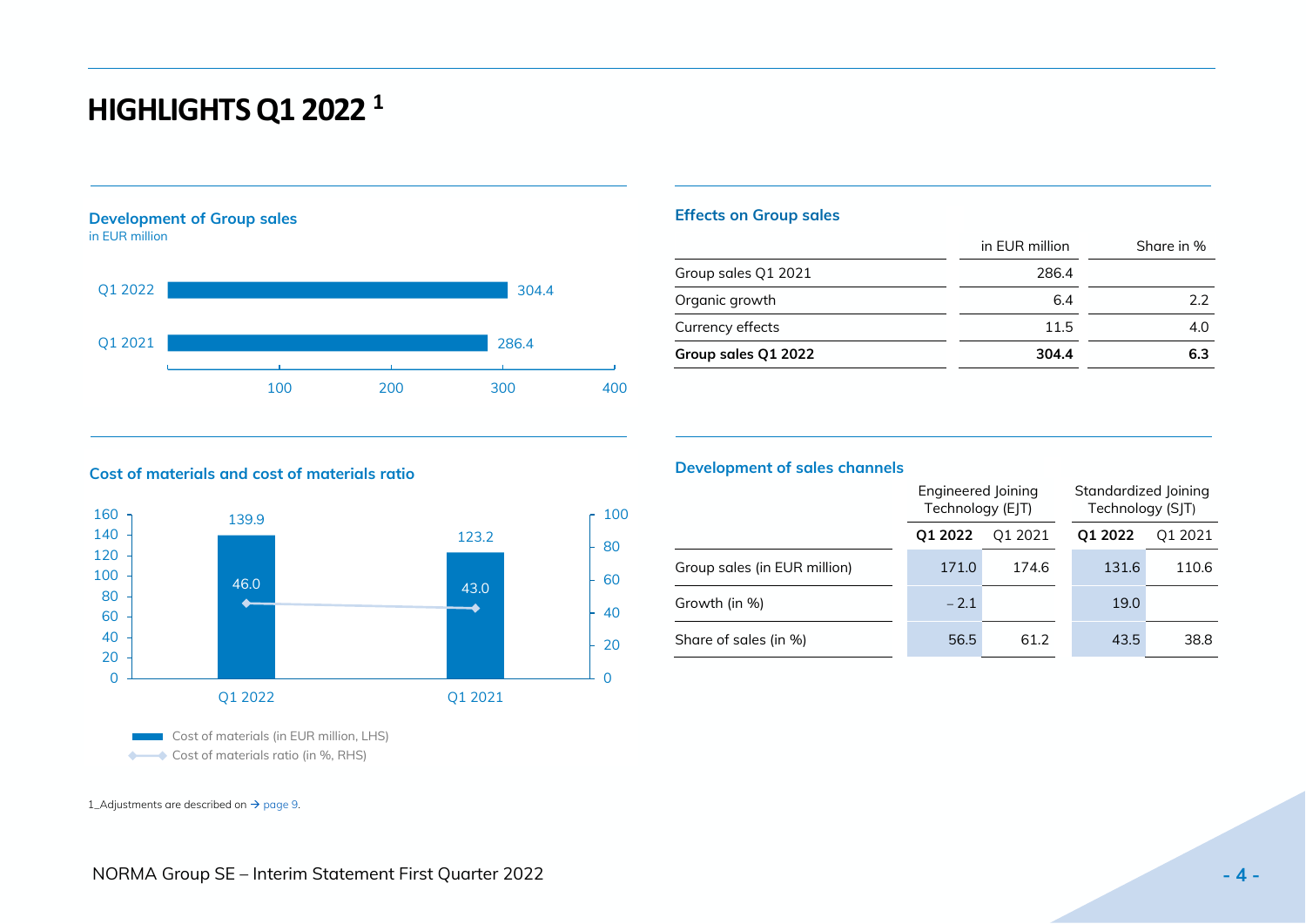# HIGHLIGHTS Q1 2022 [1]

## Development of Group sales

in EUR million

| | in EUR million |
|---|---|
| Q1 2022 | 304.4 |
| Q1 2021 | 286.4 |

## Effects on Group sales

| | in EUR million | Share in % |
|---|---|---|
| Group sales Q1 2021 | 286.4 | |
| Organic growth | 6.4 | 2.2 |
| Currency effects | 11.5 | 4.0 |
| **Group sales Q1 2022** | **304.4** | **6.3** |

## Cost of materials and cost of materials ratio

| | Q1 2022 | Q1 2021 |
|---|---|---|
| Cost of materials (in EUR million, LHS) | 139.9 | 123.2 |
| Cost of materials ratio (in %, RHS) | 46.0 | 43.0 |

## Development of sales channels

| | Engineered Joining Technology (EJT) | | Standardized Joining Technology (SJT) | |
|---|---|---|---|---|
| | **Q1 2022** | Q1 2021 | **Q1 2022** | Q1 2021 |
| Group sales (in EUR million) | 171.0 | 174.6 | 131.6 | 110.6 |
| Growth (in %) | – 2.1 | | 19.0 | |
| Share of sales (in %) | 56.5 | 61.2 | 43.5 | 38.8 |

1_Adjustments are described on → page 9.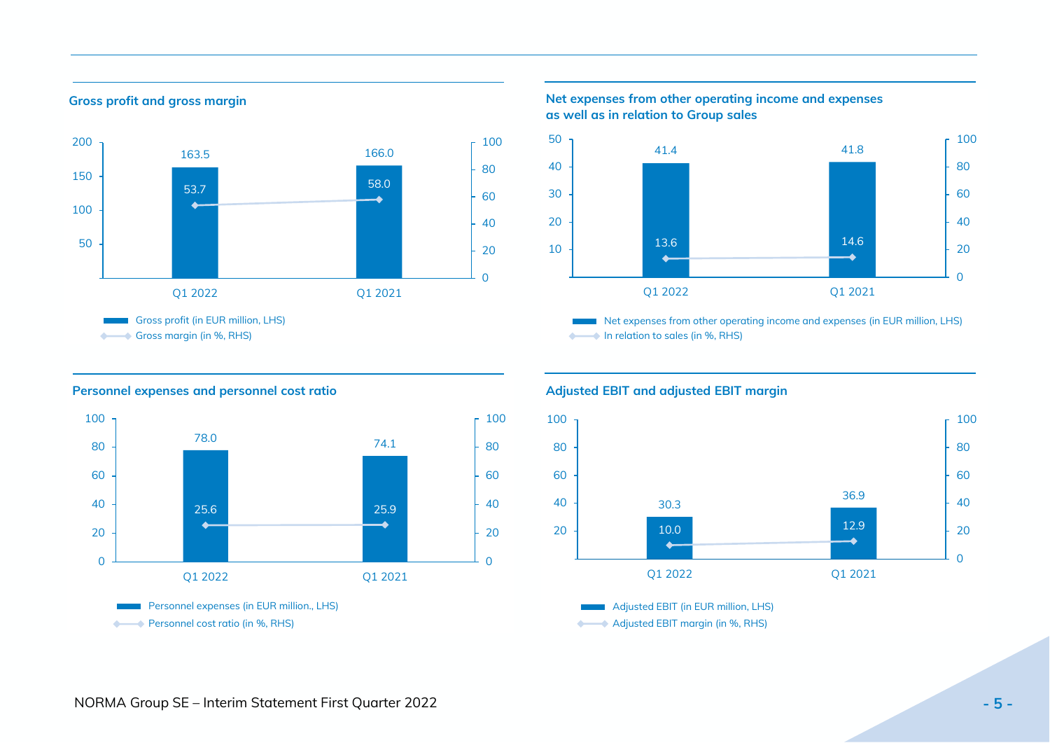### Gross profit and gross margin

| | Q1 2022 | Q1 2021 |
|---|---|---|
| Gross profit (in EUR million, LHS) | 163.5 | 166.0 |
| Gross margin (in %, RHS) | 53.7 | 58.0 |

### Net expenses from other operating income and expenses as well as in relation to Group sales

| | Q1 2022 | Q1 2021 |
|---|---|---|
| Net expenses from other operating income and expenses (in EUR million, LHS) | 41.4 | 41.8 |
| In relation to sales (in %, RHS) | 13.6 | 14.6 |

### Personnel expenses and personnel cost ratio

| | Q1 2022 | Q1 2021 |
|---|---|---|
| Personnel expenses (in EUR million., LHS) | 78.0 | 74.1 |
| Personnel cost ratio (in %, RHS) | 25.6 | 25.9 |

### Adjusted EBIT and adjusted EBIT margin

| | Q1 2022 | Q1 2021 |
|---|---|---|
| Adjusted EBIT (in EUR million, LHS) | 30.3 | 36.9 |
| Adjusted EBIT margin (in %, RHS) | 10.0 | 12.9 |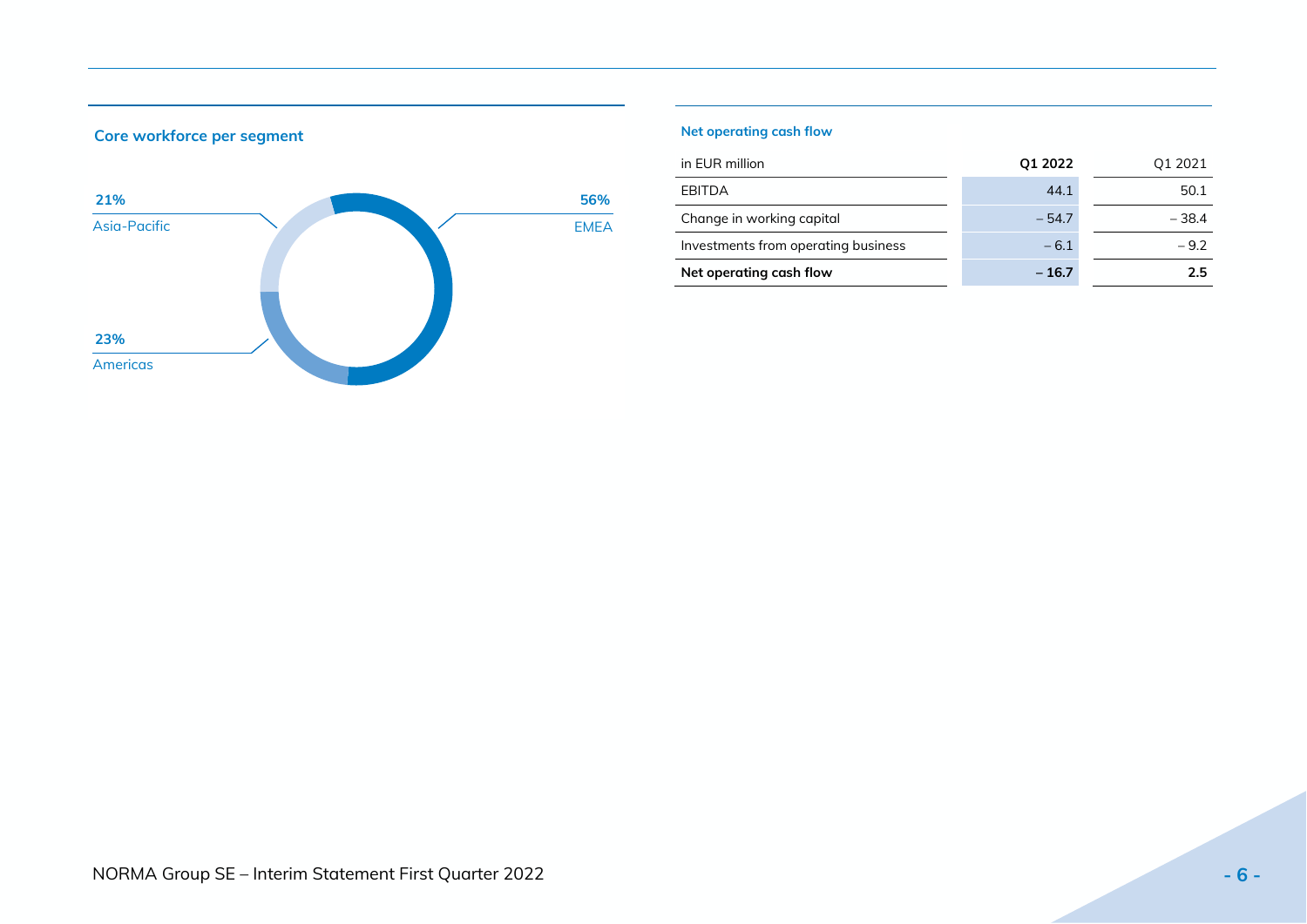### Core workforce per segment

- 56% EMEA
- 23% Americas
- 21% Asia-Pacific

### Net operating cash flow

| in EUR million | Q1 2022 | Q1 2021 |
|---|---|---|
| EBITDA | 44.1 | 50.1 |
| Change in working capital | – 54.7 | – 38.4 |
| Investments from operating business | – 6.1 | – 9.2 |
| **Net operating cash flow** | **– 16.7** | **2.5** |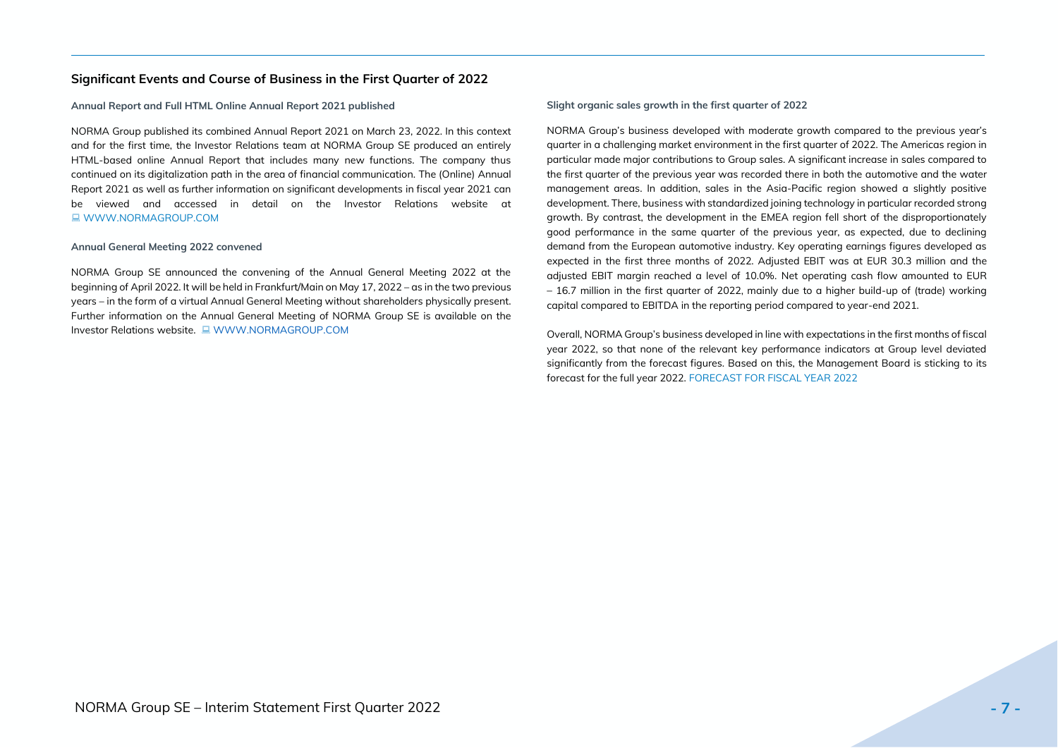## Significant Events and Course of Business in the First Quarter of 2022

### Annual Report and Full HTML Online Annual Report 2021 published

NORMA Group published its combined Annual Report 2021 on March 23, 2022. In this context and for the first time, the Investor Relations team at NORMA Group SE produced an entirely HTML-based online Annual Report that includes many new functions. The company thus continued on its digitalization path in the area of financial communication. The (Online) Annual Report 2021 as well as further information on significant developments in fiscal year 2021 can be viewed and accessed in detail on the Investor Relations website at WWW.NORMAGROUP.COM

### Annual General Meeting 2022 convened

NORMA Group SE announced the convening of the Annual General Meeting 2022 at the beginning of April 2022. It will be held in Frankfurt/Main on May 17, 2022 – as in the two previous years – in the form of a virtual Annual General Meeting without shareholders physically present. Further information on the Annual General Meeting of NORMA Group SE is available on the Investor Relations website. WWW.NORMAGROUP.COM

### Slight organic sales growth in the first quarter of 2022

NORMA Group's business developed with moderate growth compared to the previous year's quarter in a challenging market environment in the first quarter of 2022. The Americas region in particular made major contributions to Group sales. A significant increase in sales compared to the first quarter of the previous year was recorded there in both the automotive and the water management areas. In addition, sales in the Asia-Pacific region showed a slightly positive development. There, business with standardized joining technology in particular recorded strong growth. By contrast, the development in the EMEA region fell short of the disproportionately good performance in the same quarter of the previous year, as expected, due to declining demand from the European automotive industry. Key operating earnings figures developed as expected in the first three months of 2022. Adjusted EBIT was at EUR 30.3 million and the adjusted EBIT margin reached a level of 10.0%. Net operating cash flow amounted to EUR – 16.7 million in the first quarter of 2022, mainly due to a higher build-up of (trade) working capital compared to EBITDA in the reporting period compared to year-end 2021.

Overall, NORMA Group's business developed in line with expectations in the first months of fiscal year 2022, so that none of the relevant key performance indicators at Group level deviated significantly from the forecast figures. Based on this, the Management Board is sticking to its forecast for the full year 2022. FORECAST FOR FISCAL YEAR 2022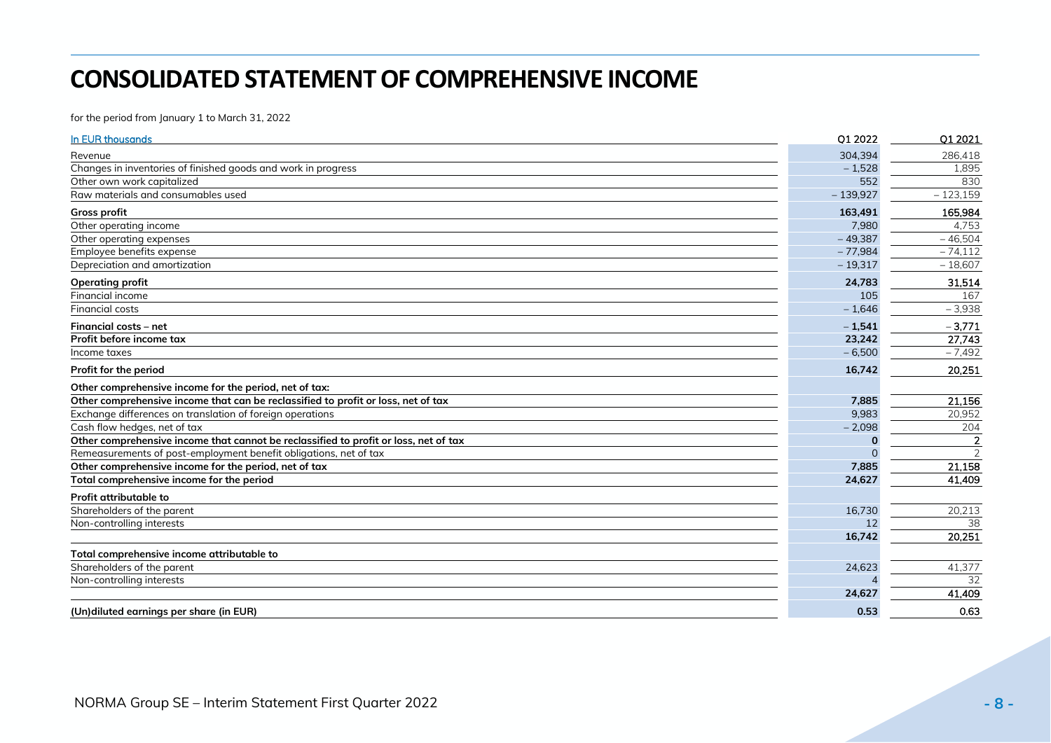# CONSOLIDATED STATEMENT OF COMPREHENSIVE INCOME

for the period from January 1 to March 31, 2022

| In EUR thousands | Q1 2022 | Q1 2021 |
|---|---|---|
| Revenue | 304,394 | 286,418 |
| Changes in inventories of finished goods and work in progress | – 1,528 | 1,895 |
| Other own work capitalized | 552 | 830 |
| Raw materials and consumables used | – 139,927 | – 123,159 |
| **Gross profit** | **163,491** | **165,984** |
| Other operating income | 7,980 | 4,753 |
| Other operating expenses | – 49,387 | – 46,504 |
| Employee benefits expense | – 77,984 | – 74,112 |
| Depreciation and amortization | – 19,317 | – 18,607 |
| **Operating profit** | **24,783** | **31,514** |
| Financial income | 105 | 167 |
| Financial costs | – 1,646 | – 3,938 |
| **Financial costs – net** | **– 1,541** | **– 3,771** |
| **Profit before income tax** | **23,242** | **27,743** |
| Income taxes | – 6,500 | – 7,492 |
| **Profit for the period** | **16,742** | **20,251** |
| **Other comprehensive income for the period, net of tax:** | | |
| **Other comprehensive income that can be reclassified to profit or loss, net of tax** | **7,885** | **21,156** |
| Exchange differences on translation of foreign operations | 9,983 | 20,952 |
| Cash flow hedges, net of tax | – 2,098 | 204 |
| **Other comprehensive income that cannot be reclassified to profit or loss, net of tax** | **0** | **2** |
| Remeasurements of post-employment benefit obligations, net of tax | 0 | 2 |
| **Other comprehensive income for the period, net of tax** | **7,885** | **21,158** |
| **Total comprehensive income for the period** | **24,627** | **41,409** |
| **Profit attributable to** | | |
| Shareholders of the parent | 16,730 | 20,213 |
| Non-controlling interests | 12 | 38 |
| | **16,742** | **20,251** |
| **Total comprehensive income attributable to** | | |
| Shareholders of the parent | 24,623 | 41,377 |
| Non-controlling interests | 4 | 32 |
| | **24,627** | **41,409** |
| **(Un)diluted earnings per share (in EUR)** | **0.53** | **0.63** |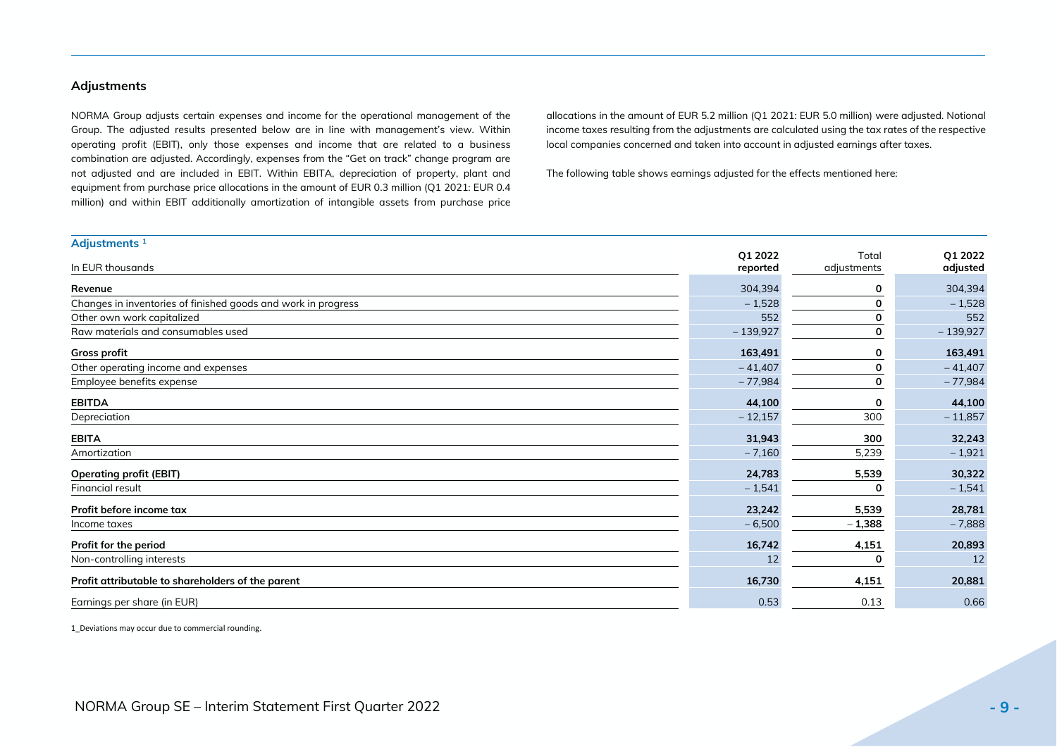## Adjustments

NORMA Group adjusts certain expenses and income for the operational management of the Group. The adjusted results presented below are in line with management's view. Within operating profit (EBIT), only those expenses and income that are related to a business combination are adjusted. Accordingly, expenses from the "Get on track" change program are not adjusted and are included in EBIT. Within EBITA, depreciation of property, plant and equipment from purchase price allocations in the amount of EUR 0.3 million (Q1 2021: EUR 0.4 million) and within EBIT additionally amortization of intangible assets from purchase price allocations in the amount of EUR 5.2 million (Q1 2021: EUR 5.0 million) were adjusted. Notional income taxes resulting from the adjustments are calculated using the tax rates of the respective local companies concerned and taken into account in adjusted earnings after taxes.

The following table shows earnings adjusted for the effects mentioned here:

**Adjustments [1]**

| In EUR thousands | Q1 2022 reported | Total adjustments | Q1 2022 adjusted |
|---|---|---|---|
| **Revenue** | 304,394 | 0 | 304,394 |
| Changes in inventories of finished goods and work in progress | – 1,528 | 0 | – 1,528 |
| Other own work capitalized | 552 | 0 | 552 |
| Raw materials and consumables used | – 139,927 | 0 | – 139,927 |
| **Gross profit** | **163,491** | 0 | **163,491** |
| Other operating income and expenses | – 41,407 | 0 | – 41,407 |
| Employee benefits expense | – 77,984 | 0 | – 77,984 |
| **EBITDA** | **44,100** | 0 | **44,100** |
| Depreciation | – 12,157 | 300 | – 11,857 |
| **EBITA** | **31,943** | **300** | **32,243** |
| Amortization | – 7,160 | 5,239 | – 1,921 |
| **Operating profit (EBIT)** | **24,783** | **5,539** | **30,322** |
| Financial result | – 1,541 | 0 | – 1,541 |
| **Profit before income tax** | **23,242** | **5,539** | **28,781** |
| Income taxes | – 6,500 | **– 1,388** | – 7,888 |
| **Profit for the period** | **16,742** | **4,151** | **20,893** |
| Non-controlling interests | 12 | 0 | 12 |
| **Profit attributable to shareholders of the parent** | **16,730** | **4,151** | **20,881** |
| Earnings per share (in EUR) | 0.53 | 0.13 | 0.66 |

1_Deviations may occur due to commercial rounding.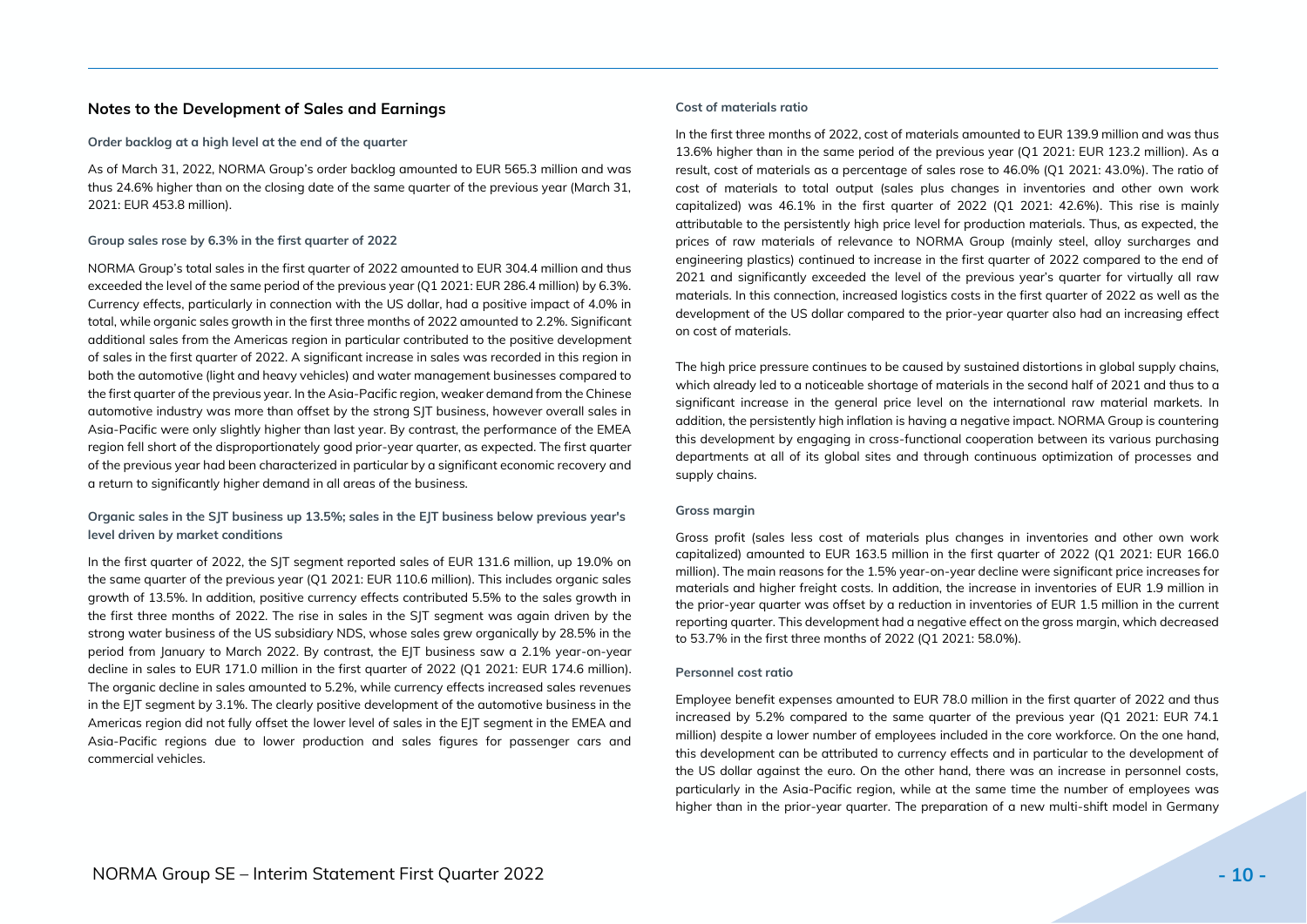## Notes to the Development of Sales and Earnings

### Order backlog at a high level at the end of the quarter

As of March 31, 2022, NORMA Group's order backlog amounted to EUR 565.3 million and was thus 24.6% higher than on the closing date of the same quarter of the previous year (March 31, 2021: EUR 453.8 million).

### Group sales rose by 6.3% in the first quarter of 2022

NORMA Group's total sales in the first quarter of 2022 amounted to EUR 304.4 million and thus exceeded the level of the same period of the previous year (Q1 2021: EUR 286.4 million) by 6.3%. Currency effects, particularly in connection with the US dollar, had a positive impact of 4.0% in total, while organic sales growth in the first three months of 2022 amounted to 2.2%. Significant additional sales from the Americas region in particular contributed to the positive development of sales in the first quarter of 2022. A significant increase in sales was recorded in this region in both the automotive (light and heavy vehicles) and water management businesses compared to the first quarter of the previous year. In the Asia-Pacific region, weaker demand from the Chinese automotive industry was more than offset by the strong SJT business, however overall sales in Asia-Pacific were only slightly higher than last year. By contrast, the performance of the EMEA region fell short of the disproportionately good prior-year quarter, as expected. The first quarter of the previous year had been characterized in particular by a significant economic recovery and a return to significantly higher demand in all areas of the business.

### Organic sales in the SJT business up 13.5%; sales in the EJT business below previous year's level driven by market conditions

In the first quarter of 2022, the SJT segment reported sales of EUR 131.6 million, up 19.0% on the same quarter of the previous year (Q1 2021: EUR 110.6 million). This includes organic sales growth of 13.5%. In addition, positive currency effects contributed 5.5% to the sales growth in the first three months of 2022. The rise in sales in the SJT segment was again driven by the strong water business of the US subsidiary NDS, whose sales grew organically by 28.5% in the period from January to March 2022. By contrast, the EJT business saw a 2.1% year-on-year decline in sales to EUR 171.0 million in the first quarter of 2022 (Q1 2021: EUR 174.6 million). The organic decline in sales amounted to 5.2%, while currency effects increased sales revenues in the EJT segment by 3.1%. The clearly positive development of the automotive business in the Americas region did not fully offset the lower level of sales in the EJT segment in the EMEA and Asia-Pacific regions due to lower production and sales figures for passenger cars and commercial vehicles.

### Cost of materials ratio

In the first three months of 2022, cost of materials amounted to EUR 139.9 million and was thus 13.6% higher than in the same period of the previous year (Q1 2021: EUR 123.2 million). As a result, cost of materials as a percentage of sales rose to 46.0% (Q1 2021: 43.0%). The ratio of cost of materials to total output (sales plus changes in inventories and other own work capitalized) was 46.1% in the first quarter of 2022 (Q1 2021: 42.6%). This rise is mainly attributable to the persistently high price level for production materials. Thus, as expected, the prices of raw materials of relevance to NORMA Group (mainly steel, alloy surcharges and engineering plastics) continued to increase in the first quarter of 2022 compared to the end of 2021 and significantly exceeded the level of the previous year's quarter for virtually all raw materials. In this connection, increased logistics costs in the first quarter of 2022 as well as the development of the US dollar compared to the prior-year quarter also had an increasing effect on cost of materials.

The high price pressure continues to be caused by sustained distortions in global supply chains, which already led to a noticeable shortage of materials in the second half of 2021 and thus to a significant increase in the general price level on the international raw material markets. In addition, the persistently high inflation is having a negative impact. NORMA Group is countering this development by engaging in cross-functional cooperation between its various purchasing departments at all of its global sites and through continuous optimization of processes and supply chains.

### Gross margin

Gross profit (sales less cost of materials plus changes in inventories and other own work capitalized) amounted to EUR 163.5 million in the first quarter of 2022 (Q1 2021: EUR 166.0 million). The main reasons for the 1.5% year-on-year decline were significant price increases for materials and higher freight costs. In addition, the increase in inventories of EUR 1.9 million in the prior-year quarter was offset by a reduction in inventories of EUR 1.5 million in the current reporting quarter. This development had a negative effect on the gross margin, which decreased to 53.7% in the first three months of 2022 (Q1 2021: 58.0%).

### Personnel cost ratio

Employee benefit expenses amounted to EUR 78.0 million in the first quarter of 2022 and thus increased by 5.2% compared to the same quarter of the previous year (Q1 2021: EUR 74.1 million) despite a lower number of employees included in the core workforce. On the one hand, this development can be attributed to currency effects and in particular to the development of the US dollar against the euro. On the other hand, there was an increase in personnel costs, particularly in the Asia-Pacific region, while at the same time the number of employees was higher than in the prior-year quarter. The preparation of a new multi-shift model in Germany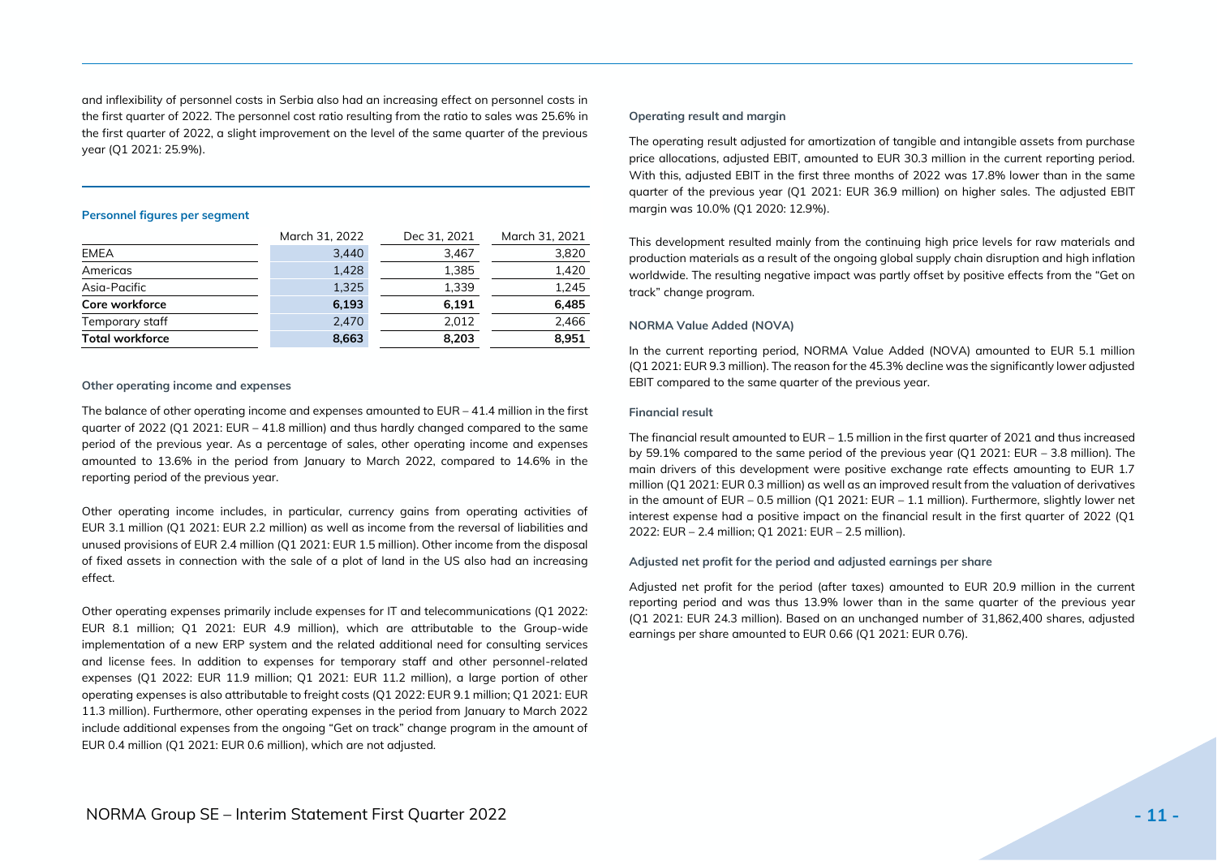and inflexibility of personnel costs in Serbia also had an increasing effect on personnel costs in the first quarter of 2022. The personnel cost ratio resulting from the ratio to sales was 25.6% in the first quarter of 2022, a slight improvement on the level of the same quarter of the previous year (Q1 2021: 25.9%).

### Personnel figures per segment

| | March 31, 2022 | Dec 31, 2021 | March 31, 2021 |
|---|---|---|---|
| EMEA | 3,440 | 3,467 | 3,820 |
| Americas | 1,428 | 1,385 | 1,420 |
| Asia-Pacific | 1,325 | 1,339 | 1,245 |
| **Core workforce** | **6,193** | **6,191** | **6,485** |
| Temporary staff | 2,470 | 2,012 | 2,466 |
| **Total workforce** | **8,663** | **8,203** | **8,951** |

#### Other operating income and expenses

The balance of other operating income and expenses amounted to EUR – 41.4 million in the first quarter of 2022 (Q1 2021: EUR – 41.8 million) and thus hardly changed compared to the same period of the previous year. As a percentage of sales, other operating income and expenses amounted to 13.6% in the period from January to March 2022, compared to 14.6% in the reporting period of the previous year.

Other operating income includes, in particular, currency gains from operating activities of EUR 3.1 million (Q1 2021: EUR 2.2 million) as well as income from the reversal of liabilities and unused provisions of EUR 2.4 million (Q1 2021: EUR 1.5 million). Other income from the disposal of fixed assets in connection with the sale of a plot of land in the US also had an increasing effect.

Other operating expenses primarily include expenses for IT and telecommunications (Q1 2022: EUR 8.1 million; Q1 2021: EUR 4.9 million), which are attributable to the Group-wide implementation of a new ERP system and the related additional need for consulting services and license fees. In addition to expenses for temporary staff and other personnel-related expenses (Q1 2022: EUR 11.9 million; Q1 2021: EUR 11.2 million), a large portion of other operating expenses is also attributable to freight costs (Q1 2022: EUR 9.1 million; Q1 2021: EUR 11.3 million). Furthermore, other operating expenses in the period from January to March 2022 include additional expenses from the ongoing "Get on track" change program in the amount of EUR 0.4 million (Q1 2021: EUR 0.6 million), which are not adjusted.

#### Operating result and margin

The operating result adjusted for amortization of tangible and intangible assets from purchase price allocations, adjusted EBIT, amounted to EUR 30.3 million in the current reporting period. With this, adjusted EBIT in the first three months of 2022 was 17.8% lower than in the same quarter of the previous year (Q1 2021: EUR 36.9 million) on higher sales. The adjusted EBIT margin was 10.0% (Q1 2020: 12.9%).

This development resulted mainly from the continuing high price levels for raw materials and production materials as a result of the ongoing global supply chain disruption and high inflation worldwide. The resulting negative impact was partly offset by positive effects from the "Get on track" change program.

#### NORMA Value Added (NOVA)

In the current reporting period, NORMA Value Added (NOVA) amounted to EUR 5.1 million (Q1 2021: EUR 9.3 million). The reason for the 45.3% decline was the significantly lower adjusted EBIT compared to the same quarter of the previous year.

#### Financial result

The financial result amounted to EUR – 1.5 million in the first quarter of 2021 and thus increased by 59.1% compared to the same period of the previous year (Q1 2021: EUR – 3.8 million). The main drivers of this development were positive exchange rate effects amounting to EUR 1.7 million (Q1 2021: EUR 0.3 million) as well as an improved result from the valuation of derivatives in the amount of EUR – 0.5 million (Q1 2021: EUR – 1.1 million). Furthermore, slightly lower net interest expense had a positive impact on the financial result in the first quarter of 2022 (Q1 2022: EUR – 2.4 million; Q1 2021: EUR – 2.5 million).

#### Adjusted net profit for the period and adjusted earnings per share

Adjusted net profit for the period (after taxes) amounted to EUR 20.9 million in the current reporting period and was thus 13.9% lower than in the same quarter of the previous year (Q1 2021: EUR 24.3 million). Based on an unchanged number of 31,862,400 shares, adjusted earnings per share amounted to EUR 0.66 (Q1 2021: EUR 0.76).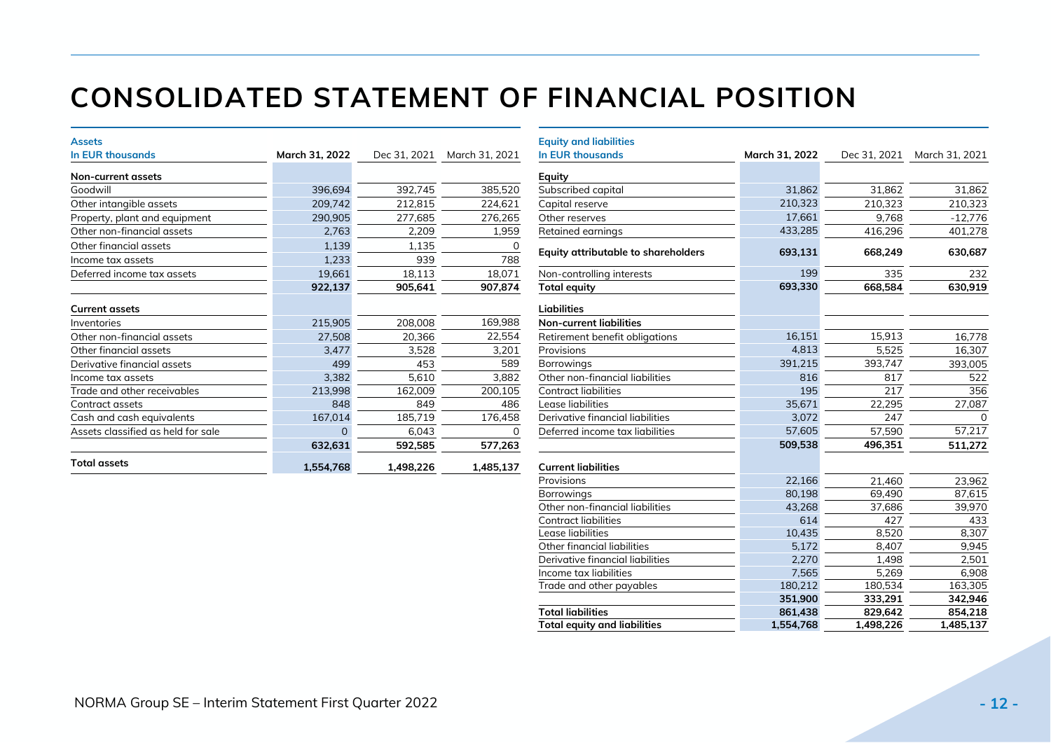# CONSOLIDATED STATEMENT OF FINANCIAL POSITION

**Assets**

| In EUR thousands | March 31, 2022 | Dec 31, 2021 | March 31, 2021 |
|---|---|---|---|
| **Non-current assets** | | | |
| Goodwill | 396,694 | 392,745 | 385,520 |
| Other intangible assets | 209,742 | 212,815 | 224,621 |
| Property, plant and equipment | 290,905 | 277,685 | 276,265 |
| Other non-financial assets | 2,763 | 2,209 | 1,959 |
| Other financial assets | 1,139 | 1,135 | 0 |
| Income tax assets | 1,233 | 939 | 788 |
| Deferred income tax assets | 19,661 | 18,113 | 18,071 |
| | **922,137** | **905,641** | **907,874** |
| **Current assets** | | | |
| Inventories | 215,905 | 208,008 | 169,988 |
| Other non-financial assets | 27,508 | 20,366 | 22,554 |
| Other financial assets | 3,477 | 3,528 | 3,201 |
| Derivative financial assets | 499 | 453 | 589 |
| Income tax assets | 3,382 | 5,610 | 3,882 |
| Trade and other receivables | 213,998 | 162,009 | 200,105 |
| Contract assets | 848 | 849 | 486 |
| Cash and cash equivalents | 167,014 | 185,719 | 176,458 |
| Assets classified as held for sale | 0 | 6,043 | 0 |
| | **632,631** | **592,585** | **577,263** |
| **Total assets** | **1,554,768** | **1,498,226** | **1,485,137** |

**Equity and liabilities**

| In EUR thousands | March 31, 2022 | Dec 31, 2021 | March 31, 2021 |
|---|---|---|---|
| **Equity** | | | |
| Subscribed capital | 31,862 | 31,862 | 31,862 |
| Capital reserve | 210,323 | 210,323 | 210,323 |
| Other reserves | 17,661 | 9,768 | -12,776 |
| Retained earnings | 433,285 | 416,296 | 401,278 |
| **Equity attributable to shareholders** | **693,131** | **668,249** | **630,687** |
| Non-controlling interests | 199 | 335 | 232 |
| **Total equity** | **693,330** | **668,584** | **630,919** |
| **Liabilities** | | | |
| **Non-current liabilities** | | | |
| Retirement benefit obligations | 16,151 | 15,913 | 16,778 |
| Provisions | 4,813 | 5,525 | 16,307 |
| Borrowings | 391,215 | 393,747 | 393,005 |
| Other non-financial liabilities | 816 | 817 | 522 |
| Contract liabilities | 195 | 217 | 356 |
| Lease liabilities | 35,671 | 22,295 | 27,087 |
| Derivative financial liabilities | 3,072 | 247 | 0 |
| Deferred income tax liabilities | 57,605 | 57,590 | 57,217 |
| | **509,538** | **496,351** | **511,272** |
| **Current liabilities** | | | |
| Provisions | 22,166 | 21,460 | 23,962 |
| Borrowings | 80,198 | 69,490 | 87,615 |
| Other non-financial liabilities | 43,268 | 37,686 | 39,970 |
| Contract liabilities | 614 | 427 | 433 |
| Lease liabilities | 10,435 | 8,520 | 8,307 |
| Other financial liabilities | 5,172 | 8,407 | 9,945 |
| Derivative financial liabilities | 2,270 | 1,498 | 2,501 |
| Income tax liabilities | 7,565 | 5,269 | 6,908 |
| Trade and other payables | 180,212 | 180,534 | 163,305 |
| | **351,900** | **333,291** | **342,946** |
| **Total liabilities** | **861,438** | **829,642** | **854,218** |
| **Total equity and liabilities** | **1,554,768** | **1,498,226** | **1,485,137** |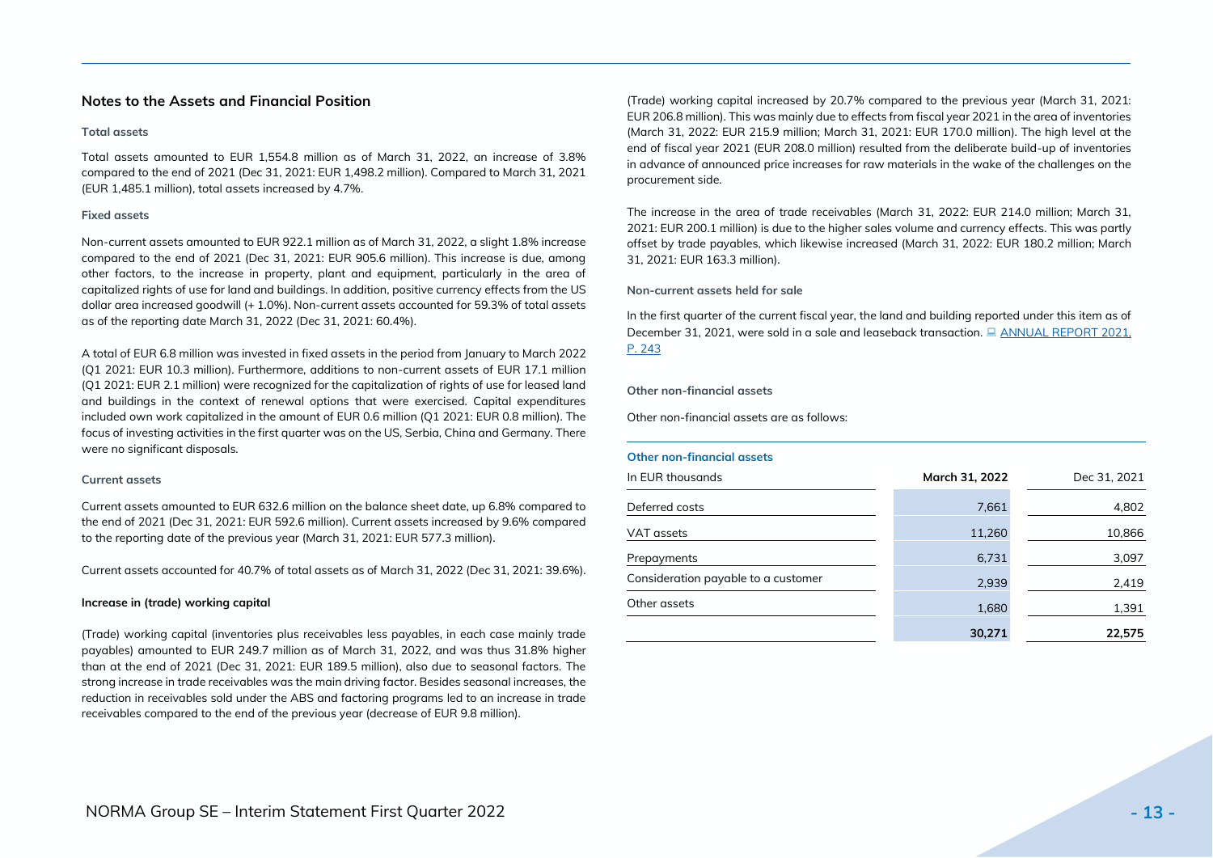## Notes to the Assets and Financial Position

### Total assets

Total assets amounted to EUR 1,554.8 million as of March 31, 2022, an increase of 3.8% compared to the end of 2021 (Dec 31, 2021: EUR 1,498.2 million). Compared to March 31, 2021 (EUR 1,485.1 million), total assets increased by 4.7%.

### Fixed assets

Non-current assets amounted to EUR 922.1 million as of March 31, 2022, a slight 1.8% increase compared to the end of 2021 (Dec 31, 2021: EUR 905.6 million). This increase is due, among other factors, to the increase in property, plant and equipment, particularly in the area of capitalized rights of use for land and buildings. In addition, positive currency effects from the US dollar area increased goodwill (+ 1.0%). Non-current assets accounted for 59.3% of total assets as of the reporting date March 31, 2022 (Dec 31, 2021: 60.4%).

A total of EUR 6.8 million was invested in fixed assets in the period from January to March 2022 (Q1 2021: EUR 10.3 million). Furthermore, additions to non-current assets of EUR 17.1 million (Q1 2021: EUR 2.1 million) were recognized for the capitalization of rights of use for leased land and buildings in the context of renewal options that were exercised. Capital expenditures included own work capitalized in the amount of EUR 0.6 million (Q1 2021: EUR 0.8 million). The focus of investing activities in the first quarter was on the US, Serbia, China and Germany. There were no significant disposals.

### Current assets

Current assets amounted to EUR 632.6 million on the balance sheet date, up 6.8% compared to the end of 2021 (Dec 31, 2021: EUR 592.6 million). Current assets increased by 9.6% compared to the reporting date of the previous year (March 31, 2021: EUR 577.3 million).

Current assets accounted for 40.7% of total assets as of March 31, 2022 (Dec 31, 2021: 39.6%).

**Increase in (trade) working capital**

(Trade) working capital (inventories plus receivables less payables, in each case mainly trade payables) amounted to EUR 249.7 million as of March 31, 2022, and was thus 31.8% higher than at the end of 2021 (Dec 31, 2021: EUR 189.5 million), also due to seasonal factors. The strong increase in trade receivables was the main driving factor. Besides seasonal increases, the reduction in receivables sold under the ABS and factoring programs led to an increase in trade receivables compared to the end of the previous year (decrease of EUR 9.8 million).

(Trade) working capital increased by 20.7% compared to the previous year (March 31, 2021: EUR 206.8 million). This was mainly due to effects from fiscal year 2021 in the area of inventories (March 31, 2022: EUR 215.9 million; March 31, 2021: EUR 170.0 million). The high level at the end of fiscal year 2021 (EUR 208.0 million) resulted from the deliberate build-up of inventories in advance of announced price increases for raw materials in the wake of the challenges on the procurement side.

The increase in the area of trade receivables (March 31, 2022: EUR 214.0 million; March 31, 2021: EUR 200.1 million) is due to the higher sales volume and currency effects. This was partly offset by trade payables, which likewise increased (March 31, 2022: EUR 180.2 million; March 31, 2021: EUR 163.3 million).

### Non-current assets held for sale

In the first quarter of the current fiscal year, the land and building reported under this item as of December 31, 2021, were sold in a sale and leaseback transaction. ANNUAL REPORT 2021, P. 243

### Other non-financial assets

Other non-financial assets are as follows:

**Other non-financial assets**

| In EUR thousands | March 31, 2022 | Dec 31, 2021 |
|---|---|---|
| Deferred costs | 7,661 | 4,802 |
| VAT assets | 11,260 | 10,866 |
| Prepayments | 6,731 | 3,097 |
| Consideration payable to a customer | 2,939 | 2,419 |
| Other assets | 1,680 | 1,391 |
| | **30,271** | **22,575** |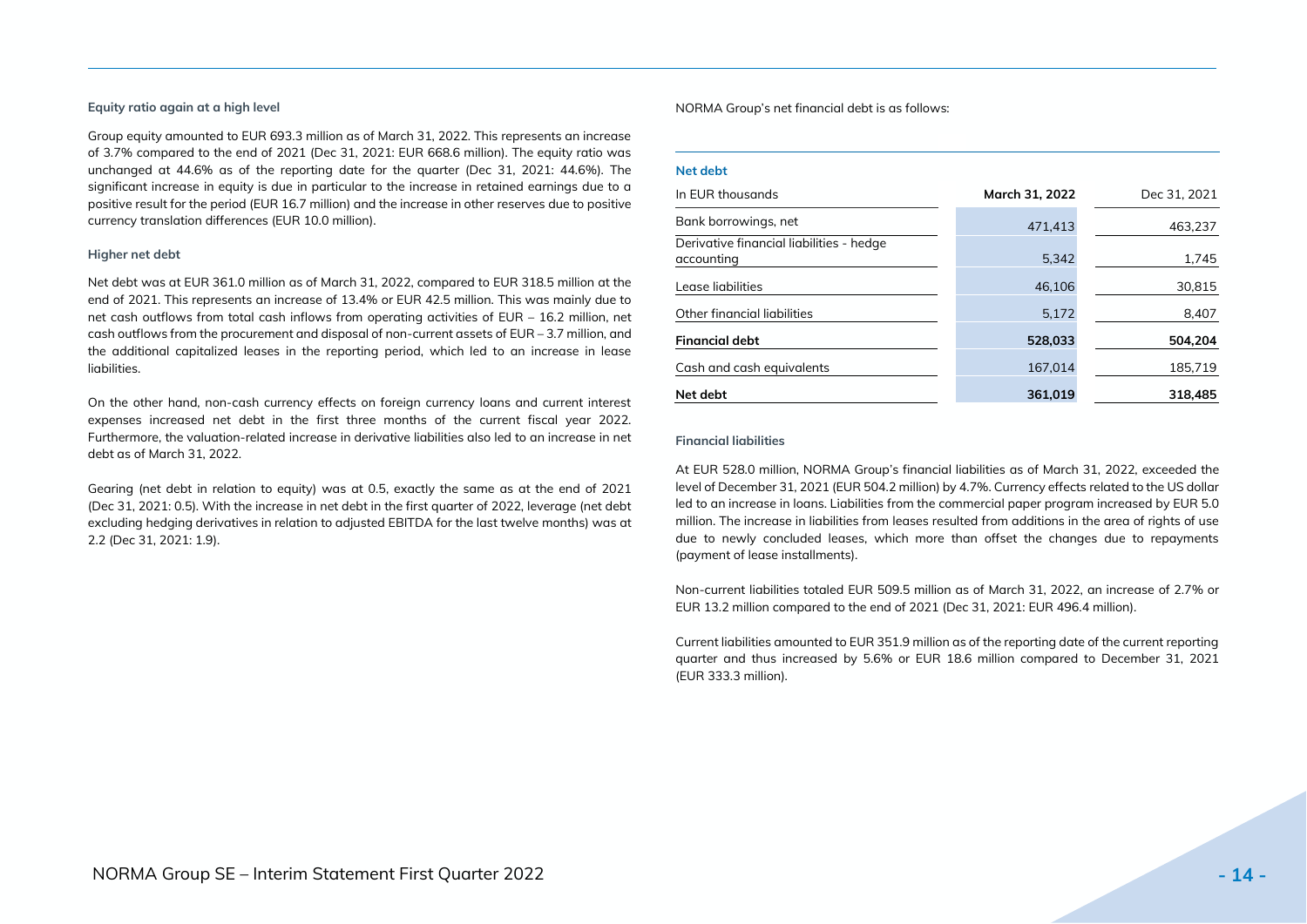### Equity ratio again at a high level

Group equity amounted to EUR 693.3 million as of March 31, 2022. This represents an increase of 3.7% compared to the end of 2021 (Dec 31, 2021: EUR 668.6 million). The equity ratio was unchanged at 44.6% as of the reporting date for the quarter (Dec 31, 2021: 44.6%). The significant increase in equity is due in particular to the increase in retained earnings due to a positive result for the period (EUR 16.7 million) and the increase in other reserves due to positive currency translation differences (EUR 10.0 million).

### Higher net debt

Net debt was at EUR 361.0 million as of March 31, 2022, compared to EUR 318.5 million at the end of 2021. This represents an increase of 13.4% or EUR 42.5 million. This was mainly due to net cash outflows from total cash inflows from operating activities of EUR – 16.2 million, net cash outflows from the procurement and disposal of non-current assets of EUR – 3.7 million, and the additional capitalized leases in the reporting period, which led to an increase in lease liabilities.

On the other hand, non-cash currency effects on foreign currency loans and current interest expenses increased net debt in the first three months of the current fiscal year 2022. Furthermore, the valuation-related increase in derivative liabilities also led to an increase in net debt as of March 31, 2022.

Gearing (net debt in relation to equity) was at 0.5, exactly the same as at the end of 2021 (Dec 31, 2021: 0.5). With the increase in net debt in the first quarter of 2022, leverage (net debt excluding hedging derivatives in relation to adjusted EBITDA for the last twelve months) was at 2.2 (Dec 31, 2021: 1.9).

NORMA Group's net financial debt is as follows:

**Net debt**

| In EUR thousands | March 31, 2022 | Dec 31, 2021 |
|---|---|---|
| Bank borrowings, net | 471,413 | 463,237 |
| Derivative financial liabilities - hedge accounting | 5,342 | 1,745 |
| Lease liabilities | 46,106 | 30,815 |
| Other financial liabilities | 5,172 | 8,407 |
| **Financial debt** | **528,033** | **504,204** |
| Cash and cash equivalents | 167,014 | 185,719 |
| **Net debt** | **361,019** | **318,485** |

### Financial liabilities

At EUR 528.0 million, NORMA Group's financial liabilities as of March 31, 2022, exceeded the level of December 31, 2021 (EUR 504.2 million) by 4.7%. Currency effects related to the US dollar led to an increase in loans. Liabilities from the commercial paper program increased by EUR 5.0 million. The increase in liabilities from leases resulted from additions in the area of rights of use due to newly concluded leases, which more than offset the changes due to repayments (payment of lease installments).

Non-current liabilities totaled EUR 509.5 million as of March 31, 2022, an increase of 2.7% or EUR 13.2 million compared to the end of 2021 (Dec 31, 2021: EUR 496.4 million).

Current liabilities amounted to EUR 351.9 million as of the reporting date of the current reporting quarter and thus increased by 5.6% or EUR 18.6 million compared to December 31, 2021 (EUR 333.3 million).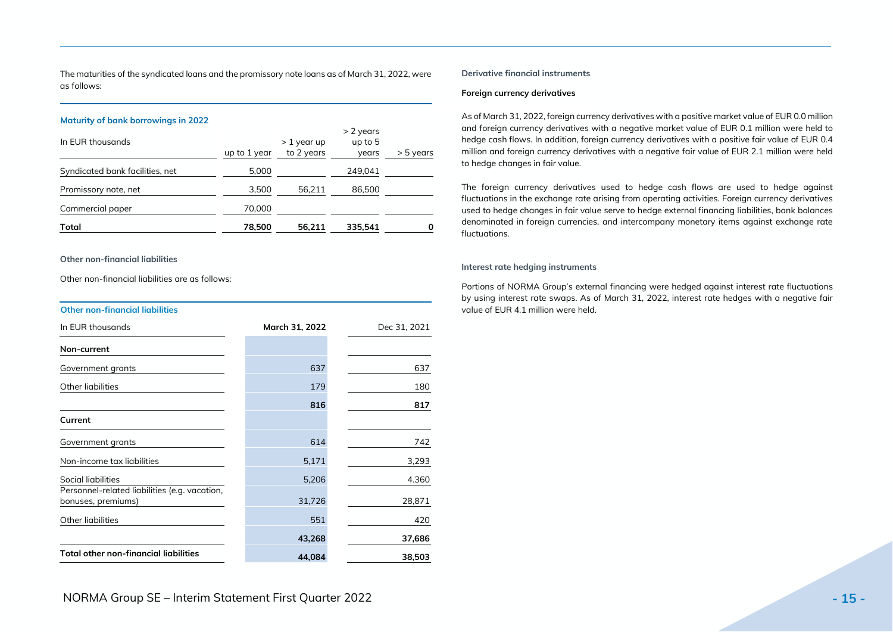The maturities of the syndicated loans and the promissory note loans as of March 31, 2022, were as follows:

**Maturity of bank borrowings in 2022**

| In EUR thousands | up to 1 year | > 1 year up to 2 years | > 2 years up to 5 years | > 5 years |
|---|---|---|---|---|
| Syndicated bank facilities, net | 5,000 | | 249,041 | |
| Promissory note, net | 3,500 | 56,211 | 86,500 | |
| Commercial paper | 70,000 | | | |
| **Total** | **78,500** | **56,211** | **335,541** | **0** |

### Other non-financial liabilities

Other non-financial liabilities are as follows:

**Other non-financial liabilities**

| In EUR thousands | March 31, 2022 | Dec 31, 2021 |
|---|---|---|
| **Non-current** | | |
| Government grants | 637 | 637 |
| Other liabilities | 179 | 180 |
| | **816** | **817** |
| **Current** | | |
| Government grants | 614 | 742 |
| Non-income tax liabilities | 5,171 | 3,293 |
| Social liabilities | 5,206 | 4.360 |
| Personnel-related liabilities (e.g. vacation, bonuses, premiums) | 31,726 | 28,871 |
| Other liabilities | 551 | 420 |
| | **43,268** | **37,686** |
| **Total other non-financial liabilities** | **44,084** | **38,503** |

### Derivative financial instruments

**Foreign currency derivatives**

As of March 31, 2022, foreign currency derivatives with a positive market value of EUR 0.0 million and foreign currency derivatives with a negative market value of EUR 0.1 million were held to hedge cash flows. In addition, foreign currency derivatives with a positive fair value of EUR 0.4 million and foreign currency derivatives with a negative fair value of EUR 2.1 million were held to hedge changes in fair value.

The foreign currency derivatives used to hedge cash flows are used to hedge against fluctuations in the exchange rate arising from operating activities. Foreign currency derivatives used to hedge changes in fair value serve to hedge external financing liabilities, bank balances denominated in foreign currencies, and intercompany monetary items against exchange rate fluctuations.

### Interest rate hedging instruments

Portions of NORMA Group's external financing were hedged against interest rate fluctuations by using interest rate swaps. As of March 31, 2022, interest rate hedges with a negative fair value of EUR 4.1 million were held.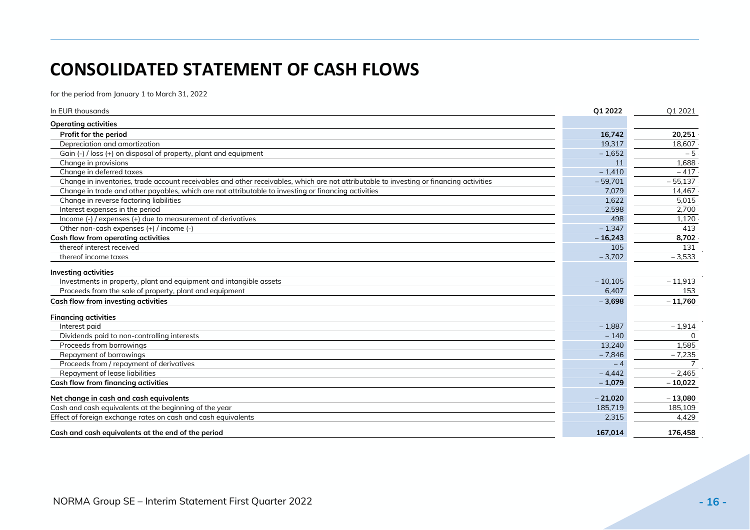# CONSOLIDATED STATEMENT OF CASH FLOWS

for the period from January 1 to March 31, 2022

| In EUR thousands | Q1 2022 | Q1 2021 |
|---|---|---|
| **Operating activities** | | |
| **Profit for the period** | **16,742** | **20,251** |
| Depreciation and amortization | 19,317 | 18,607 |
| Gain (-) / loss (+) on disposal of property, plant and equipment | − 1,652 | − 5 |
| Change in provisions | 11 | 1,688 |
| Change in deferred taxes | − 1,410 | − 417 |
| Change in inventories, trade account receivables and other receivables, which are not attributable to investing or financing activities | − 59,701 | − 55,137 |
| Change in trade and other payables, which are not attributable to investing or financing activities | 7,079 | 14,467 |
| Change in reverse factoring liabilities | 1,622 | 5,015 |
| Interest expenses in the period | 2,598 | 2,700 |
| Income (-) / expenses (+) due to measurement of derivatives | 498 | 1,120 |
| Other non-cash expenses (+) / income (-) | − 1,347 | 413 |
| **Cash flow from operating activities** | **− 16,243** | **8,702** |
| thereof interest received | 105 | 131 |
| thereof income taxes | − 3,702 | − 3,533 |
| **Investing activities** | | |
| Investments in property, plant and equipment and intangible assets | − 10,105 | − 11,913 |
| Proceeds from the sale of property, plant and equipment | 6,407 | 153 |
| **Cash flow from investing activities** | **− 3,698** | **− 11,760** |
| **Financing activities** | | |
| Interest paid | − 1,887 | − 1,914 |
| Dividends paid to non-controlling interests | − 140 | 0 |
| Proceeds from borrowings | 13,240 | 1,585 |
| Repayment of borrowings | − 7,846 | − 7,235 |
| Proceeds from / repayment of derivatives | − 4 | 7 |
| Repayment of lease liabilities | − 4,442 | − 2,465 |
| **Cash flow from financing activities** | **− 1,079** | **− 10,022** |
| **Net change in cash and cash equivalents** | **− 21,020** | **− 13,080** |
| Cash and cash equivalents at the beginning of the year | 185,719 | 185,109 |
| Effect of foreign exchange rates on cash and cash equivalents | 2,315 | 4,429 |
| **Cash and cash equivalents at the end of the period** | **167,014** | **176,458** |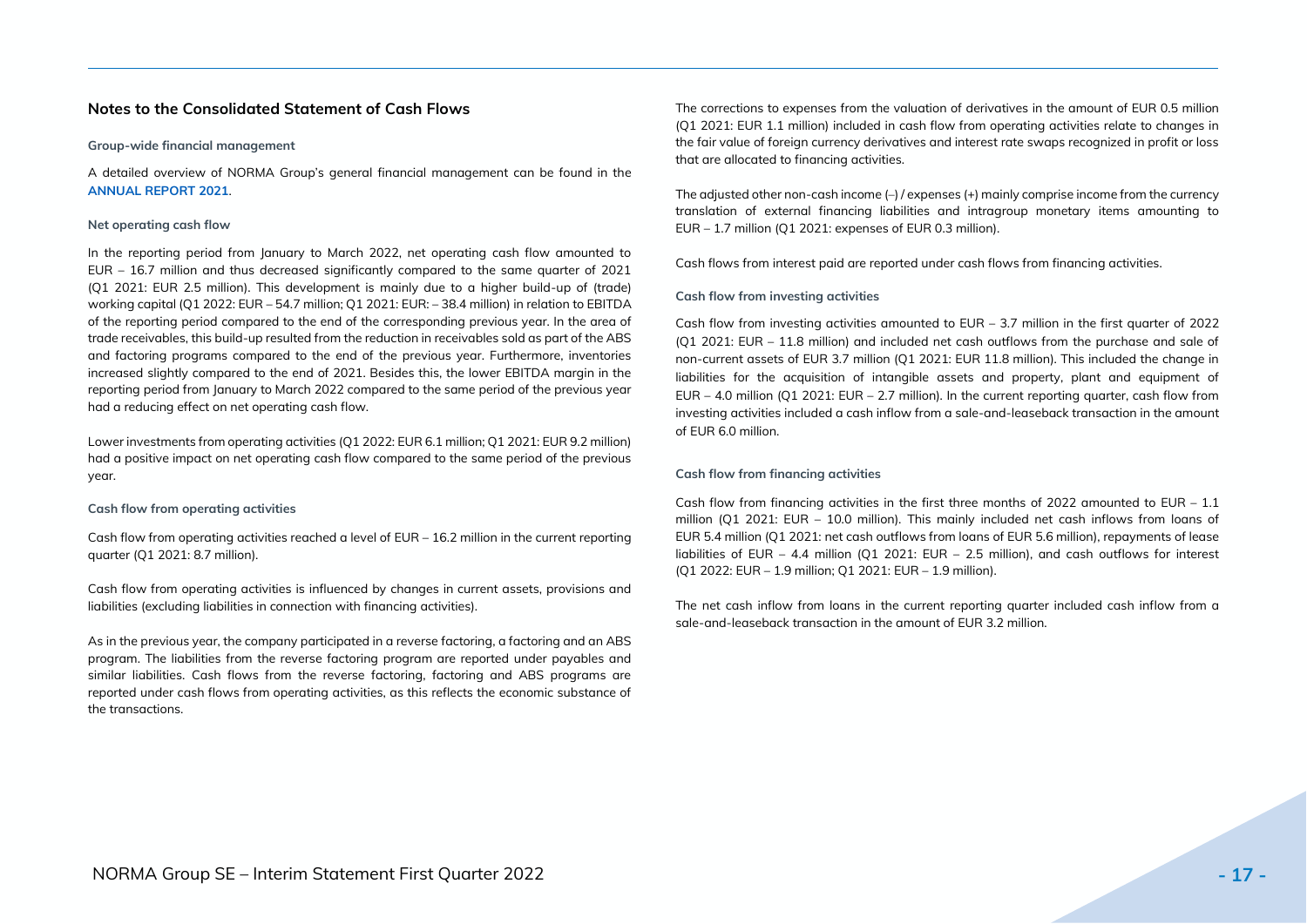## Notes to the Consolidated Statement of Cash Flows

### Group-wide financial management

A detailed overview of NORMA Group's general financial management can be found in the **ANNUAL REPORT 2021**.

### Net operating cash flow

In the reporting period from January to March 2022, net operating cash flow amounted to EUR – 16.7 million and thus decreased significantly compared to the same quarter of 2021 (Q1 2021: EUR 2.5 million). This development is mainly due to a higher build-up of (trade) working capital (Q1 2022: EUR – 54.7 million; Q1 2021: EUR: – 38.4 million) in relation to EBITDA of the reporting period compared to the end of the corresponding previous year. In the area of trade receivables, this build-up resulted from the reduction in receivables sold as part of the ABS and factoring programs compared to the end of the previous year. Furthermore, inventories increased slightly compared to the end of 2021. Besides this, the lower EBITDA margin in the reporting period from January to March 2022 compared to the same period of the previous year had a reducing effect on net operating cash flow.

Lower investments from operating activities (Q1 2022: EUR 6.1 million; Q1 2021: EUR 9.2 million) had a positive impact on net operating cash flow compared to the same period of the previous year.

### Cash flow from operating activities

Cash flow from operating activities reached a level of EUR – 16.2 million in the current reporting quarter (Q1 2021: 8.7 million).

Cash flow from operating activities is influenced by changes in current assets, provisions and liabilities (excluding liabilities in connection with financing activities).

As in the previous year, the company participated in a reverse factoring, a factoring and an ABS program. The liabilities from the reverse factoring program are reported under payables and similar liabilities. Cash flows from the reverse factoring, factoring and ABS programs are reported under cash flows from operating activities, as this reflects the economic substance of the transactions.

The corrections to expenses from the valuation of derivatives in the amount of EUR 0.5 million (Q1 2021: EUR 1.1 million) included in cash flow from operating activities relate to changes in the fair value of foreign currency derivatives and interest rate swaps recognized in profit or loss that are allocated to financing activities.

The adjusted other non-cash income (–) / expenses (+) mainly comprise income from the currency translation of external financing liabilities and intragroup monetary items amounting to EUR – 1.7 million (Q1 2021: expenses of EUR 0.3 million).

Cash flows from interest paid are reported under cash flows from financing activities.

### Cash flow from investing activities

Cash flow from investing activities amounted to EUR – 3.7 million in the first quarter of 2022 (Q1 2021: EUR – 11.8 million) and included net cash outflows from the purchase and sale of non-current assets of EUR 3.7 million (Q1 2021: EUR 11.8 million). This included the change in liabilities for the acquisition of intangible assets and property, plant and equipment of EUR – 4.0 million (Q1 2021: EUR – 2.7 million). In the current reporting quarter, cash flow from investing activities included a cash inflow from a sale-and-leaseback transaction in the amount of EUR 6.0 million.

### Cash flow from financing activities

Cash flow from financing activities in the first three months of 2022 amounted to EUR – 1.1 million (Q1 2021: EUR – 10.0 million). This mainly included net cash inflows from loans of EUR 5.4 million (Q1 2021: net cash outflows from loans of EUR 5.6 million), repayments of lease liabilities of EUR – 4.4 million (Q1 2021: EUR – 2.5 million), and cash outflows for interest (Q1 2022: EUR – 1.9 million; Q1 2021: EUR – 1.9 million).

The net cash inflow from loans in the current reporting quarter included cash inflow from a sale-and-leaseback transaction in the amount of EUR 3.2 million.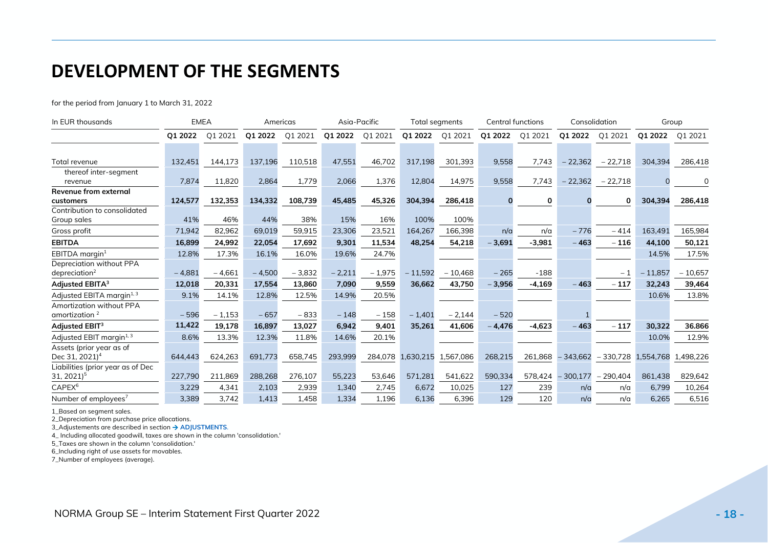# DEVELOPMENT OF THE SEGMENTS

for the period from January 1 to March 31, 2022

| In EUR thousands | EMEA | | Americas | | Asia-Pacific | | Total segments | | Central functions | | Consolidation | | Group | |
|---|---|---|---|---|---|---|---|---|---|---|---|---|---|---|
| | **Q1 2022** | Q1 2021 | **Q1 2022** | Q1 2021 | **Q1 2022** | Q1 2021 | **Q1 2022** | Q1 2021 | **Q1 2022** | Q1 2021 | **Q1 2022** | Q1 2021 | **Q1 2022** | Q1 2021 |
| Total revenue | 132,451 | 144,173 | 137,196 | 110,518 | 47,551 | 46,702 | 317,198 | 301,393 | 9,558 | 7,743 | – 22,362 | – 22,718 | 304,394 | 286,418 |
| thereof inter-segment revenue | 7,874 | 11,820 | 2,864 | 1,779 | 2,066 | 1,376 | 12,804 | 14,975 | 9,558 | 7,743 | – 22,362 | – 22,718 | 0 | 0 |
| **Revenue from external customers** | **124,577** | **132,353** | **134,332** | **108,739** | **45,485** | **45,326** | **304,394** | **286,418** | **0** | **0** | **0** | **0** | **304,394** | **286,418** |
| Contribution to consolidated Group sales | 41% | 46% | 44% | 38% | 15% | 16% | 100% | 100% | | | | | | |
| Gross profit | 71,942 | 82,962 | 69,019 | 59,915 | 23,306 | 23,521 | 164,267 | 166,398 | n/a | n/a | – 776 | – 414 | 163,491 | 165,984 |
| **EBITDA** | **16,899** | **24,992** | **22,054** | **17,692** | **9,301** | **11,534** | **48,254** | **54,218** | **– 3,691** | **-3,981** | **– 463** | **– 116** | **44,100** | **50,121** |
| EBITDA margin[1] | 12.8% | 17.3% | 16.1% | 16.0% | 19.6% | 24.7% | | | | | | | 14.5% | 17.5% |
| Depreciation without PPA depreciation[2] | – 4,881 | – 4,661 | – 4,500 | – 3,832 | – 2,211 | – 1,975 | – 11,592 | – 10,468 | – 265 | -188 | | – 1 | – 11,857 | – 10,657 |
| **Adjusted EBITA[3]** | **12,018** | **20,331** | **17,554** | **13,860** | **7,090** | **9,559** | **36,662** | **43,750** | **– 3,956** | **-4,169** | **– 463** | **– 117** | **32,243** | **39,464** |
| Adjusted EBITA margin[1, 3] | 9.1% | 14.1% | 12.8% | 12.5% | 14.9% | 20.5% | | | | | | | 10.6% | 13.8% |
| Amortization without PPA amortization [2] | – 596 | – 1,153 | – 657 | – 833 | – 148 | – 158 | – 1,401 | – 2,144 | – 520 | | 1 | | | |
| **Adjusted EBIT[3]** | **11,422** | **19,178** | **16,897** | **13,027** | **6,942** | **9,401** | **35,261** | **41,606** | **– 4,476** | **-4,623** | **– 463** | **– 117** | **30,322** | **36.866** |
| Adjusted EBIT margin[1, 3] | 8.6% | 13.3% | 12.3% | 11.8% | 14.6% | 20.1% | | | | | | | 10.0% | 12.9% |
| Assets (prior year as of Dec 31, 2021)[4] | 644,443 | 624,263 | 691,773 | 658,745 | 293,999 | 284,078 | 1,630,215 | 1,567,086 | 268,215 | 261,868 | – 343,662 | – 330,728 | 1,554,768 | 1,498,226 |
| Liabilities (prior year as of Dec 31, 2021)[5] | 227,790 | 211,869 | 288,268 | 276,107 | 55,223 | 53,646 | 571,281 | 541,622 | 590,334 | 578,424 | – 300,177 | – 290,404 | 861,438 | 829,642 |
| CAPEX[6] | 3,229 | 4,341 | 2,103 | 2,939 | 1,340 | 2,745 | 6,672 | 10,025 | 127 | 239 | n/a | n/a | 6,799 | 10,264 |
| Number of employees[7] | 3,389 | 3,742 | 1,413 | 1,458 | 1,334 | 1,196 | 6,136 | 6,396 | 129 | 120 | n/a | n/a | 6,265 | 6,516 |

1_Based on segment sales.
2_Depreciation from purchase price allocations.
3_Adjustements are described in section → **ADJUSTMENTS**.
4_ Including allocated goodwill, taxes are shown in the column 'consolidation.'
5_Taxes are shown in the column 'consolidation.'
6_Including right of use assets for movables.
7_Number of employees (average).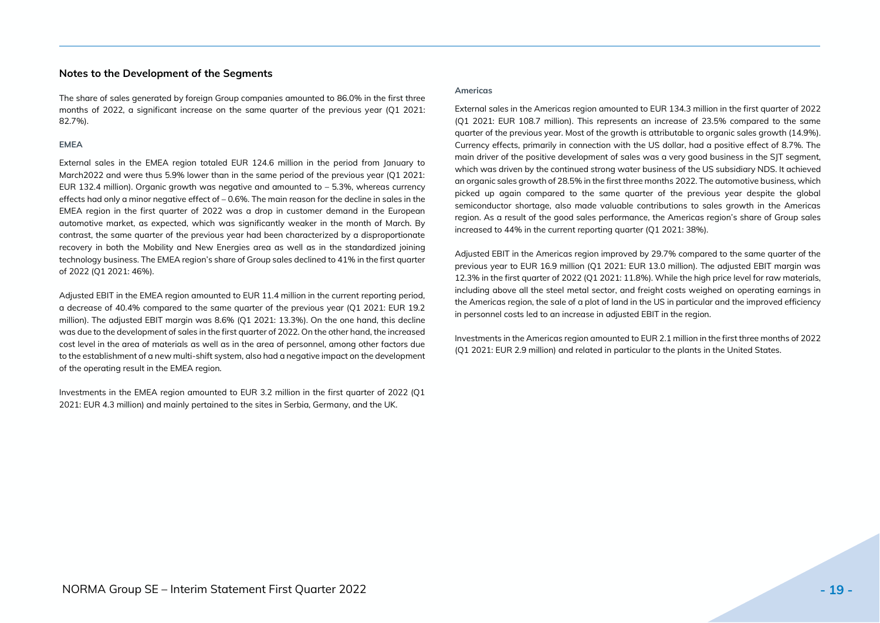## Notes to the Development of the Segments

The share of sales generated by foreign Group companies amounted to 86.0% in the first three months of 2022, a significant increase on the same quarter of the previous year (Q1 2021: 82.7%).

### EMEA

External sales in the EMEA region totaled EUR 124.6 million in the period from January to March2022 and were thus 5.9% lower than in the same period of the previous year (Q1 2021: EUR 132.4 million). Organic growth was negative and amounted to – 5.3%, whereas currency effects had only a minor negative effect of – 0.6%. The main reason for the decline in sales in the EMEA region in the first quarter of 2022 was a drop in customer demand in the European automotive market, as expected, which was significantly weaker in the month of March. By contrast, the same quarter of the previous year had been characterized by a disproportionate recovery in both the Mobility and New Energies area as well as in the standardized joining technology business. The EMEA region's share of Group sales declined to 41% in the first quarter of 2022 (Q1 2021: 46%).

Adjusted EBIT in the EMEA region amounted to EUR 11.4 million in the current reporting period, a decrease of 40.4% compared to the same quarter of the previous year (Q1 2021: EUR 19.2 million). The adjusted EBIT margin was 8.6% (Q1 2021: 13.3%). On the one hand, this decline was due to the development of sales in the first quarter of 2022. On the other hand, the increased cost level in the area of materials as well as in the area of personnel, among other factors due to the establishment of a new multi-shift system, also had a negative impact on the development of the operating result in the EMEA region.

Investments in the EMEA region amounted to EUR 3.2 million in the first quarter of 2022 (Q1 2021: EUR 4.3 million) and mainly pertained to the sites in Serbia, Germany, and the UK.

### Americas

External sales in the Americas region amounted to EUR 134.3 million in the first quarter of 2022 (Q1 2021: EUR 108.7 million). This represents an increase of 23.5% compared to the same quarter of the previous year. Most of the growth is attributable to organic sales growth (14.9%). Currency effects, primarily in connection with the US dollar, had a positive effect of 8.7%. The main driver of the positive development of sales was a very good business in the SJT segment, which was driven by the continued strong water business of the US subsidiary NDS. It achieved an organic sales growth of 28.5% in the first three months 2022. The automotive business, which picked up again compared to the same quarter of the previous year despite the global semiconductor shortage, also made valuable contributions to sales growth in the Americas region. As a result of the good sales performance, the Americas region's share of Group sales increased to 44% in the current reporting quarter (Q1 2021: 38%).

Adjusted EBIT in the Americas region improved by 29.7% compared to the same quarter of the previous year to EUR 16.9 million (Q1 2021: EUR 13.0 million). The adjusted EBIT margin was 12.3% in the first quarter of 2022 (Q1 2021: 11.8%). While the high price level for raw materials, including above all the steel metal sector, and freight costs weighed on operating earnings in the Americas region, the sale of a plot of land in the US in particular and the improved efficiency in personnel costs led to an increase in adjusted EBIT in the region.

Investments in the Americas region amounted to EUR 2.1 million in the first three months of 2022 (Q1 2021: EUR 2.9 million) and related in particular to the plants in the United States.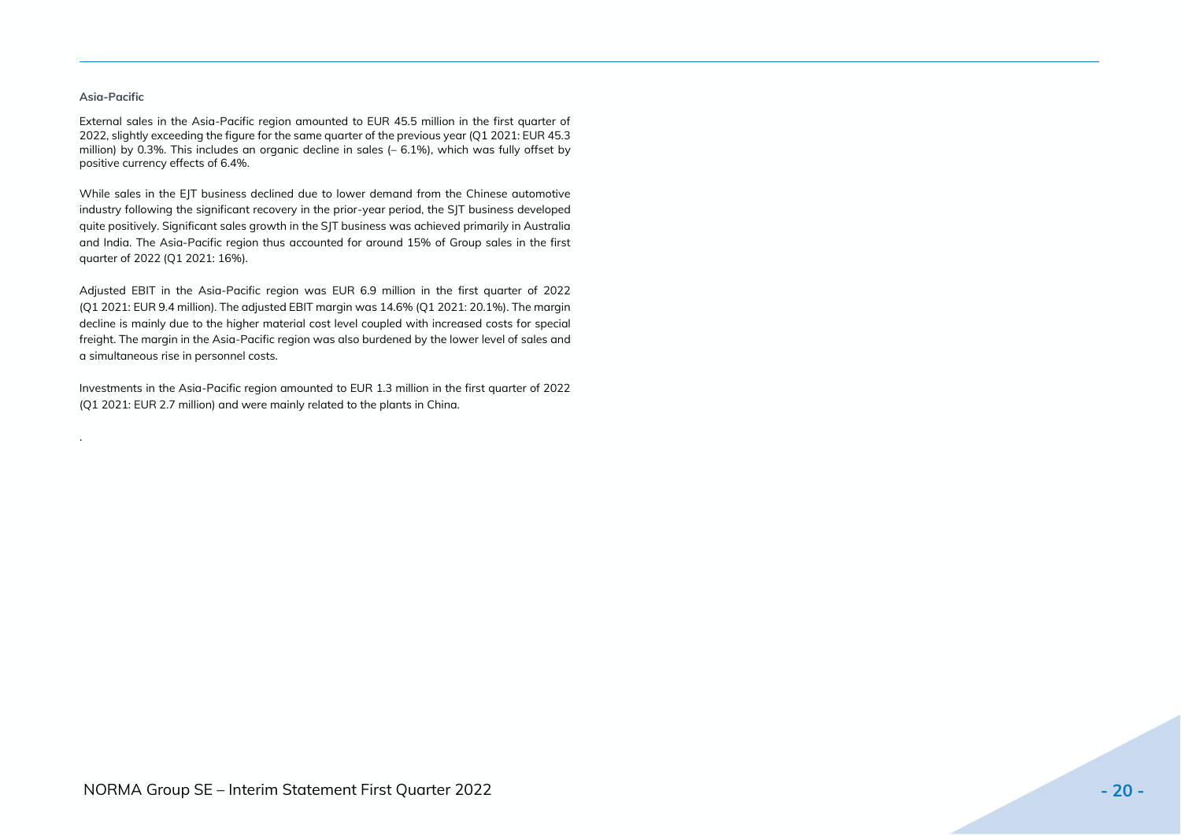### Asia-Pacific

External sales in the Asia-Pacific region amounted to EUR 45.5 million in the first quarter of 2022, slightly exceeding the figure for the same quarter of the previous year (Q1 2021: EUR 45.3 million) by 0.3%. This includes an organic decline in sales (– 6.1%), which was fully offset by positive currency effects of 6.4%.

While sales in the EJT business declined due to lower demand from the Chinese automotive industry following the significant recovery in the prior-year period, the SJT business developed quite positively. Significant sales growth in the SJT business was achieved primarily in Australia and India. The Asia-Pacific region thus accounted for around 15% of Group sales in the first quarter of 2022 (Q1 2021: 16%).

Adjusted EBIT in the Asia-Pacific region was EUR 6.9 million in the first quarter of 2022 (Q1 2021: EUR 9.4 million). The adjusted EBIT margin was 14.6% (Q1 2021: 20.1%). The margin decline is mainly due to the higher material cost level coupled with increased costs for special freight. The margin in the Asia-Pacific region was also burdened by the lower level of sales and a simultaneous rise in personnel costs.

Investments in the Asia-Pacific region amounted to EUR 1.3 million in the first quarter of 2022 (Q1 2021: EUR 2.7 million) and were mainly related to the plants in China.

.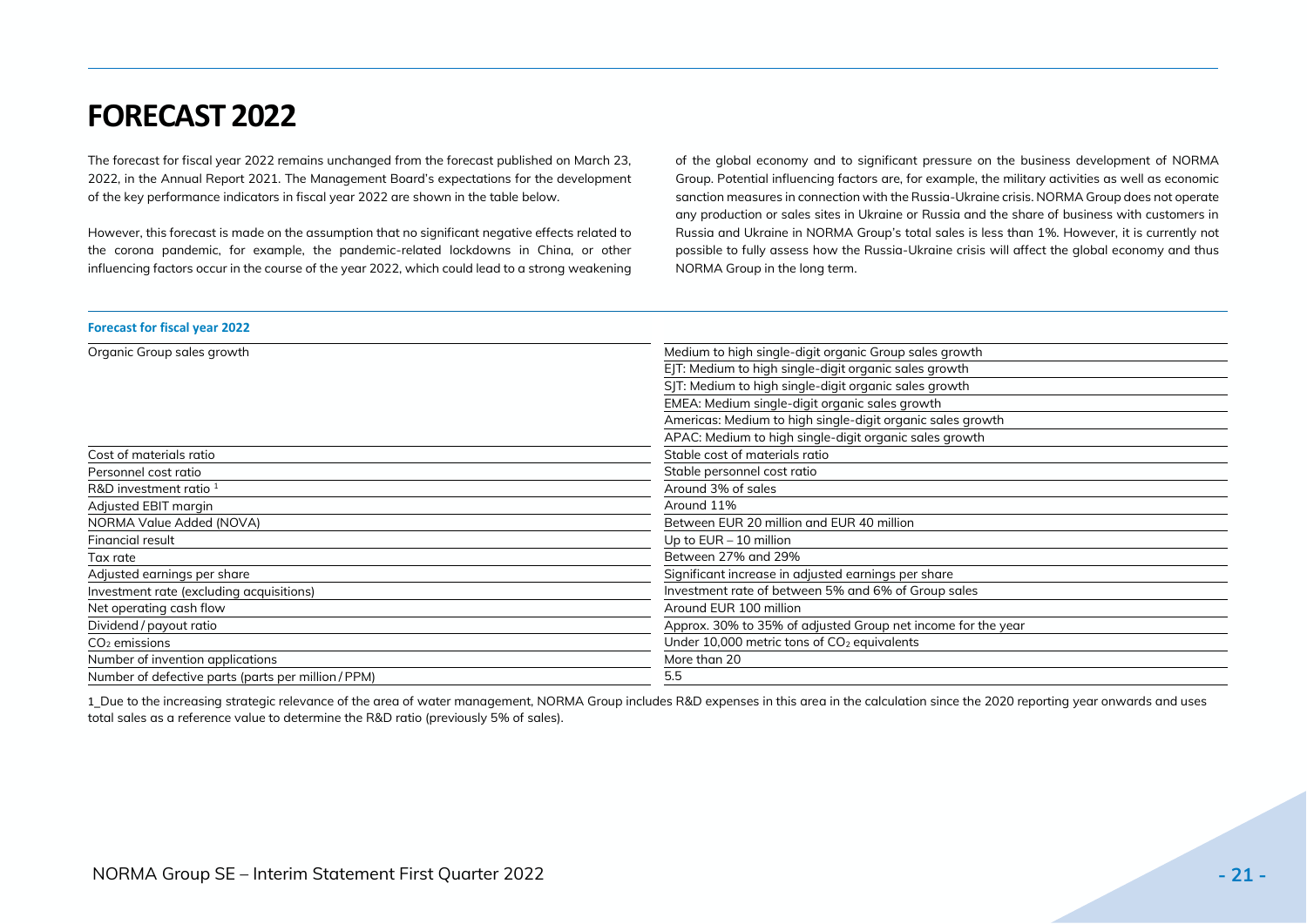# FORECAST 2022

The forecast for fiscal year 2022 remains unchanged from the forecast published on March 23, 2022, in the Annual Report 2021. The Management Board's expectations for the development of the key performance indicators in fiscal year 2022 are shown in the table below.

However, this forecast is made on the assumption that no significant negative effects related to the corona pandemic, for example, the pandemic-related lockdowns in China, or other influencing factors occur in the course of the year 2022, which could lead to a strong weakening of the global economy and to significant pressure on the business development of NORMA Group. Potential influencing factors are, for example, the military activities as well as economic sanction measures in connection with the Russia-Ukraine crisis. NORMA Group does not operate any production or sales sites in Ukraine or Russia and the share of business with customers in Russia and Ukraine in NORMA Group's total sales is less than 1%. However, it is currently not possible to fully assess how the Russia-Ukraine crisis will affect the global economy and thus NORMA Group in the long term.

**Forecast for fiscal year 2022**

| | |
|---|---|
| Organic Group sales growth | Medium to high single-digit organic Group sales growth |
| | EJT: Medium to high single-digit organic sales growth |
| | SJT: Medium to high single-digit organic sales growth |
| | EMEA: Medium single-digit organic sales growth |
| | Americas: Medium to high single-digit organic sales growth |
| | APAC: Medium to high single-digit organic sales growth |
| Cost of materials ratio | Stable cost of materials ratio |
| Personnel cost ratio | Stable personnel cost ratio |
| R&D investment ratio [1] | Around 3% of sales |
| Adjusted EBIT margin | Around 11% |
| NORMA Value Added (NOVA) | Between EUR 20 million and EUR 40 million |
| Financial result | Up to EUR – 10 million |
| Tax rate | Between 27% and 29% |
| Adjusted earnings per share | Significant increase in adjusted earnings per share |
| Investment rate (excluding acquisitions) | Investment rate of between 5% and 6% of Group sales |
| Net operating cash flow | Around EUR 100 million |
| Dividend / payout ratio | Approx. 30% to 35% of adjusted Group net income for the year |
| $CO_2$ emissions | Under 10,000 metric tons of $CO_2$ equivalents |
| Number of invention applications | More than 20 |
| Number of defective parts (parts per million / PPM) | 5.5 |

1_Due to the increasing strategic relevance of the area of water management, NORMA Group includes R&D expenses in this area in the calculation since the 2020 reporting year onwards and uses total sales as a reference value to determine the R&D ratio (previously 5% of sales).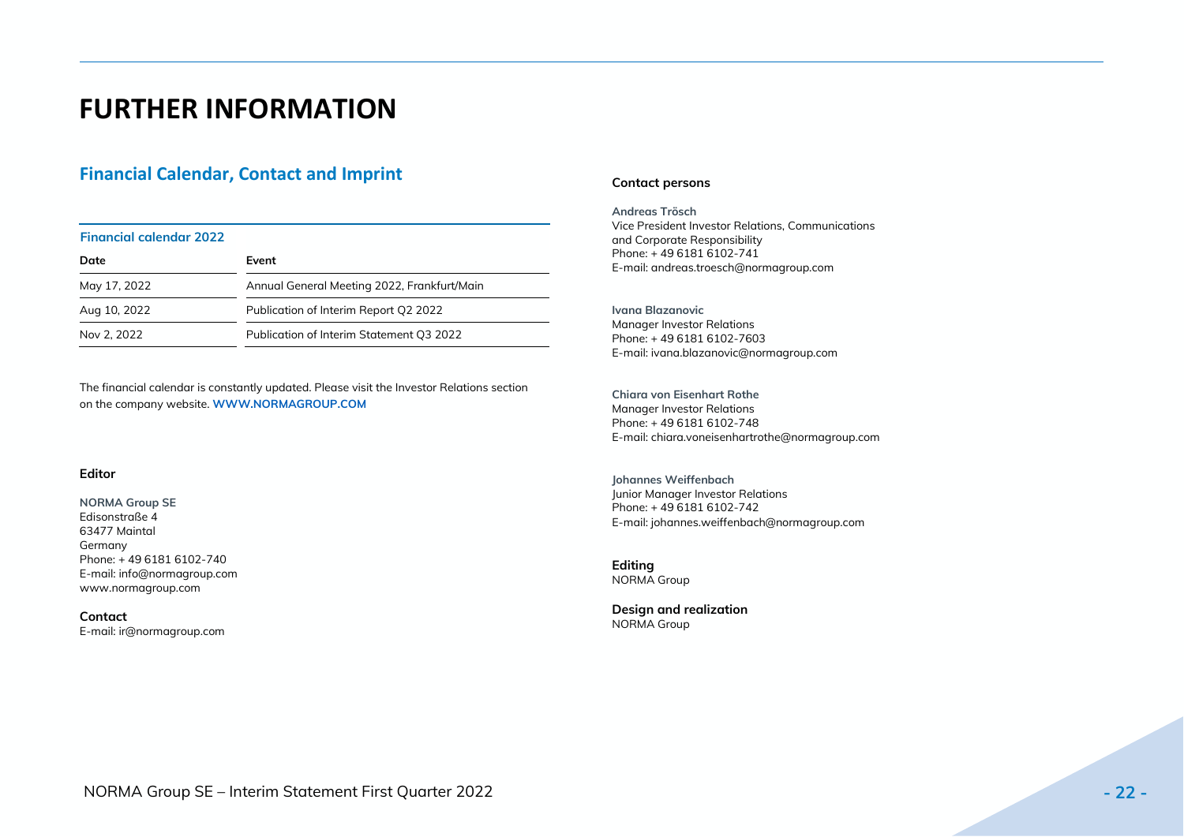# FURTHER INFORMATION

## Financial Calendar, Contact and Imprint

**Financial calendar 2022**

| Date | Event |
|---|---|
| May 17, 2022 | Annual General Meeting 2022, Frankfurt/Main |
| Aug 10, 2022 | Publication of Interim Report Q2 2022 |
| Nov 2, 2022 | Publication of Interim Statement Q3 2022 |

The financial calendar is constantly updated. Please visit the Investor Relations section on the company website. **WWW.NORMAGROUP.COM**

**Editor**

**NORMA Group SE**
Edisonstraße 4
63477 Maintal
Germany
Phone: + 49 6181 6102-740
E-mail: info@normagroup.com
www.normagroup.com

**Contact**
E-mail: ir@normagroup.com

**Contact persons**

**Andreas Trösch**
Vice President Investor Relations, Communications and Corporate Responsibility
Phone: + 49 6181 6102-741
E-mail: andreas.troesch@normagroup.com

**Ivana Blazanovic**
Manager Investor Relations
Phone: + 49 6181 6102-7603
E-mail: ivana.blazanovic@normagroup.com

**Chiara von Eisenhart Rothe**
Manager Investor Relations
Phone: + 49 6181 6102-748
E-mail: chiara.voneisenhartrothe@normagroup.com

**Johannes Weiffenbach**
Junior Manager Investor Relations
Phone: + 49 6181 6102-742
E-mail: johannes.weiffenbach@normagroup.com

**Editing**
NORMA Group

**Design and realization**
NORMA Group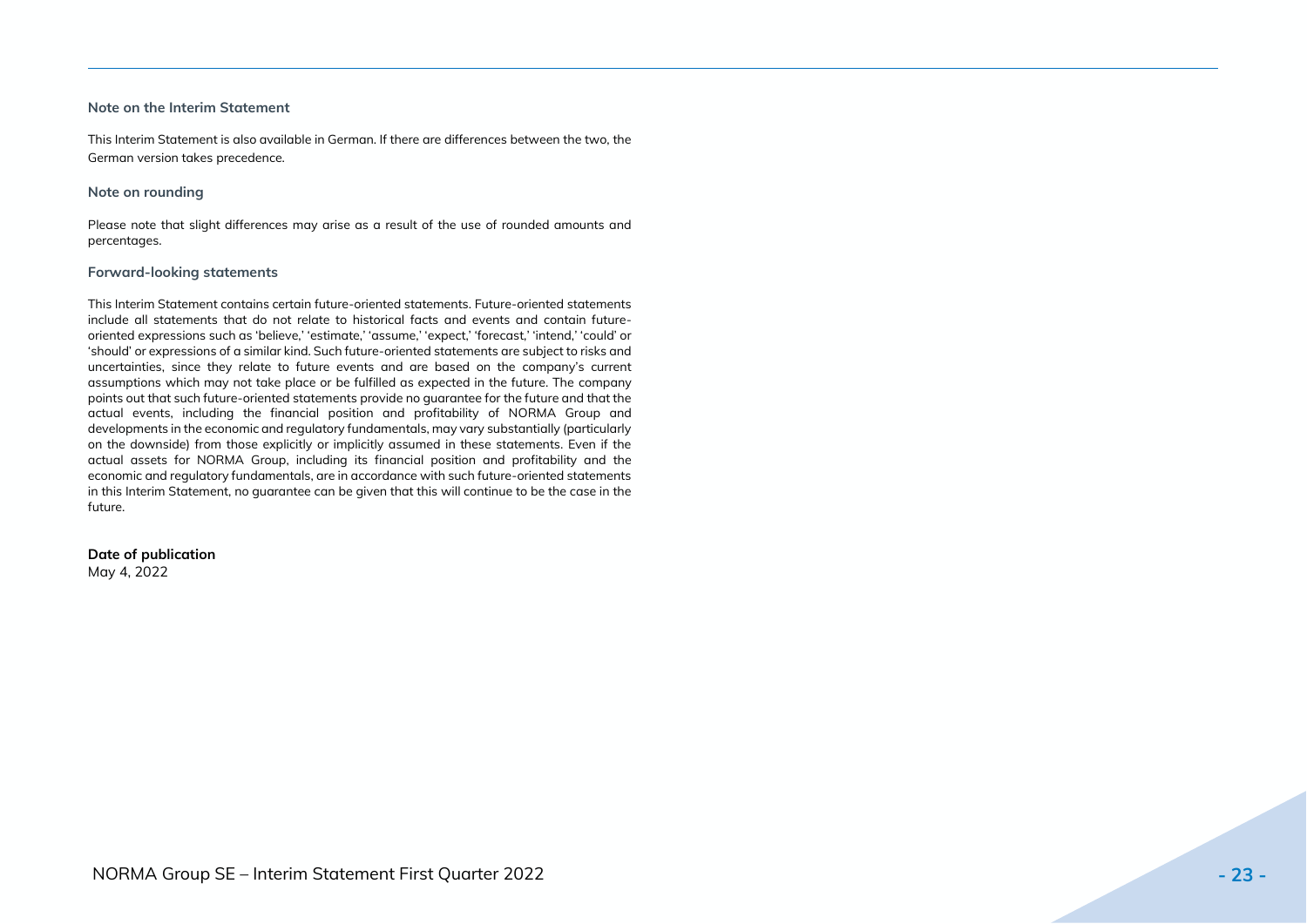### Note on the Interim Statement

This Interim Statement is also available in German. If there are differences between the two, the German version takes precedence.

### Note on rounding

Please note that slight differences may arise as a result of the use of rounded amounts and percentages.

### Forward-looking statements

This Interim Statement contains certain future-oriented statements. Future-oriented statements include all statements that do not relate to historical facts and events and contain future-oriented expressions such as 'believe,' 'estimate,' 'assume,' 'expect,' 'forecast,' 'intend,' 'could' or 'should' or expressions of a similar kind. Such future-oriented statements are subject to risks and uncertainties, since they relate to future events and are based on the company's current assumptions which may not take place or be fulfilled as expected in the future. The company points out that such future-oriented statements provide no guarantee for the future and that the actual events, including the financial position and profitability of NORMA Group and developments in the economic and regulatory fundamentals, may vary substantially (particularly on the downside) from those explicitly or implicitly assumed in these statements. Even if the actual assets for NORMA Group, including its financial position and profitability and the economic and regulatory fundamentals, are in accordance with such future-oriented statements in this Interim Statement, no guarantee can be given that this will continue to be the case in the future.

**Date of publication**
May 4, 2022